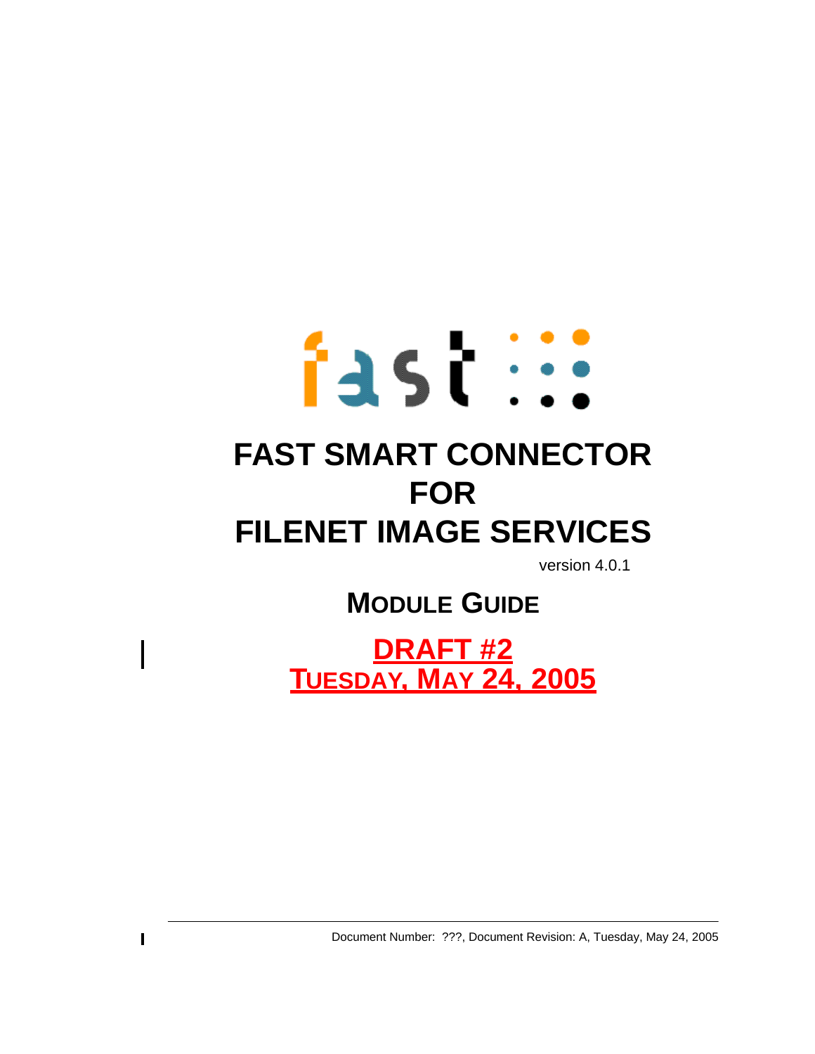fast

# FAST SMART CONNECTOR FOR FILENET IMAGE SERVICES

version 4.0.1

## MODULE GUIDE

**DRAFT #2**
**TUESDAY, MAY 24, 2005**

Document Number: ???, Document Revision: A, Tuesday, May 24, 2005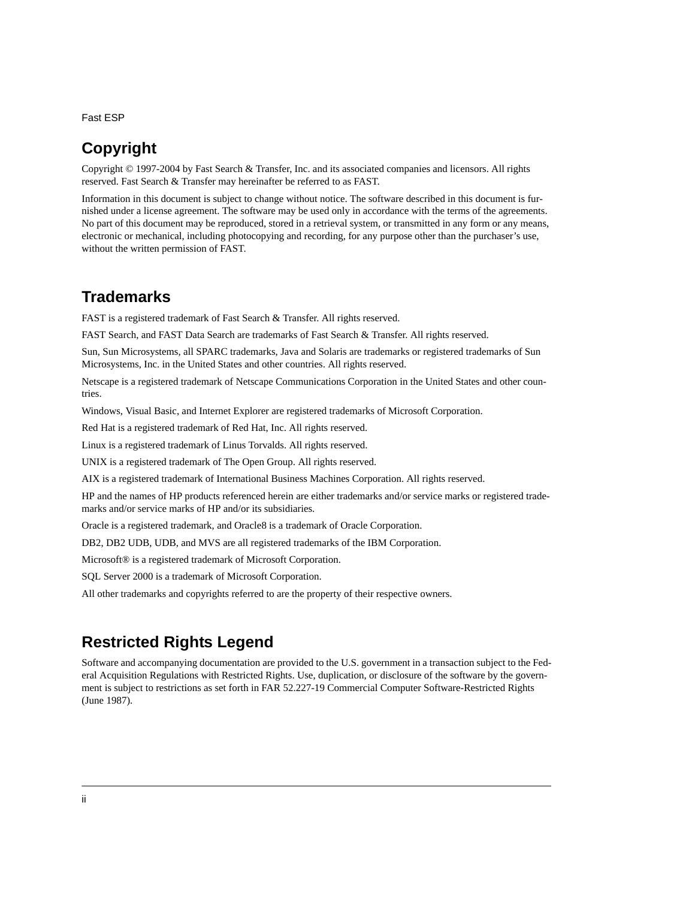## Copyright

Copyright © 1997-2004 by Fast Search & Transfer, Inc. and its associated companies and licensors. All rights reserved. Fast Search & Transfer may hereinafter be referred to as FAST.

Information in this document is subject to change without notice. The software described in this document is furnished under a license agreement. The software may be used only in accordance with the terms of the agreements. No part of this document may be reproduced, stored in a retrieval system, or transmitted in any form or any means, electronic or mechanical, including photocopying and recording, for any purpose other than the purchaser's use, without the written permission of FAST.

## Trademarks

FAST is a registered trademark of Fast Search & Transfer. All rights reserved.

FAST Search, and FAST Data Search are trademarks of Fast Search & Transfer. All rights reserved.

Sun, Sun Microsystems, all SPARC trademarks, Java and Solaris are trademarks or registered trademarks of Sun Microsystems, Inc. in the United States and other countries. All rights reserved.

Netscape is a registered trademark of Netscape Communications Corporation in the United States and other countries.

Windows, Visual Basic, and Internet Explorer are registered trademarks of Microsoft Corporation.

Red Hat is a registered trademark of Red Hat, Inc. All rights reserved.

Linux is a registered trademark of Linus Torvalds. All rights reserved.

UNIX is a registered trademark of The Open Group. All rights reserved.

AIX is a registered trademark of International Business Machines Corporation. All rights reserved.

HP and the names of HP products referenced herein are either trademarks and/or service marks or registered trademarks and/or service marks of HP and/or its subsidiaries.

Oracle is a registered trademark, and Oracle8 is a trademark of Oracle Corporation.

DB2, DB2 UDB, UDB, and MVS are all registered trademarks of the IBM Corporation.

Microsoft® is a registered trademark of Microsoft Corporation.

SQL Server 2000 is a trademark of Microsoft Corporation.

All other trademarks and copyrights referred to are the property of their respective owners.

## Restricted Rights Legend

Software and accompanying documentation are provided to the U.S. government in a transaction subject to the Federal Acquisition Regulations with Restricted Rights. Use, duplication, or disclosure of the software by the government is subject to restrictions as set forth in FAR 52.227-19 Commercial Computer Software-Restricted Rights (June 1987).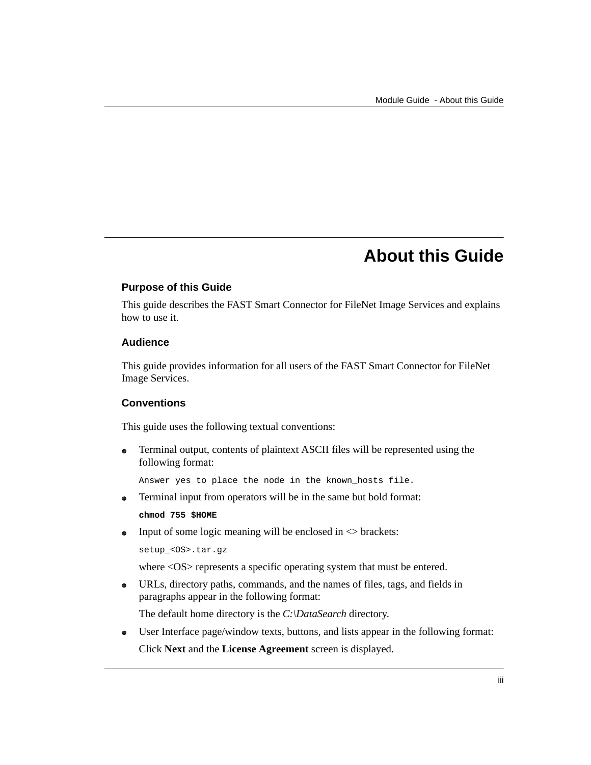# About this Guide

### Purpose of this Guide

This guide describes the FAST Smart Connector for FileNet Image Services and explains how to use it.

### Audience

This guide provides information for all users of the FAST Smart Connector for FileNet Image Services.

### Conventions

This guide uses the following textual conventions:

- Terminal output, contents of plaintext ASCII files will be represented using the following format:

  ```
  Answer yes to place the node in the known_hosts file.
  ```

- Terminal input from operators will be in the same but bold format:

  **`chmod 755 $HOME`**

- Input of some logic meaning will be enclosed in <> brackets:

  ```
  setup_<OS>.tar.gz
  ```

  where <OS> represents a specific operating system that must be entered.

- URLs, directory paths, commands, and the names of files, tags, and fields in paragraphs appear in the following format:

  The default home directory is the *C:\DataSearch* directory.

- User Interface page/window texts, buttons, and lists appear in the following format:

  Click **Next** and the **License Agreement** screen is displayed.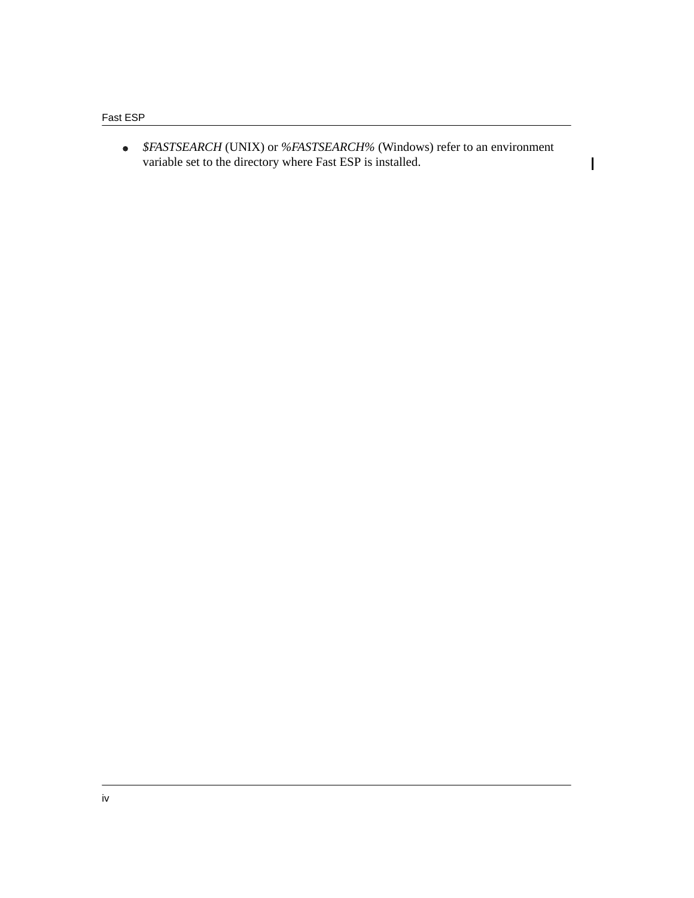- *$FASTSEARCH* (UNIX) or *%FASTSEARCH%* (Windows) refer to an environment variable set to the directory where Fast ESP is installed.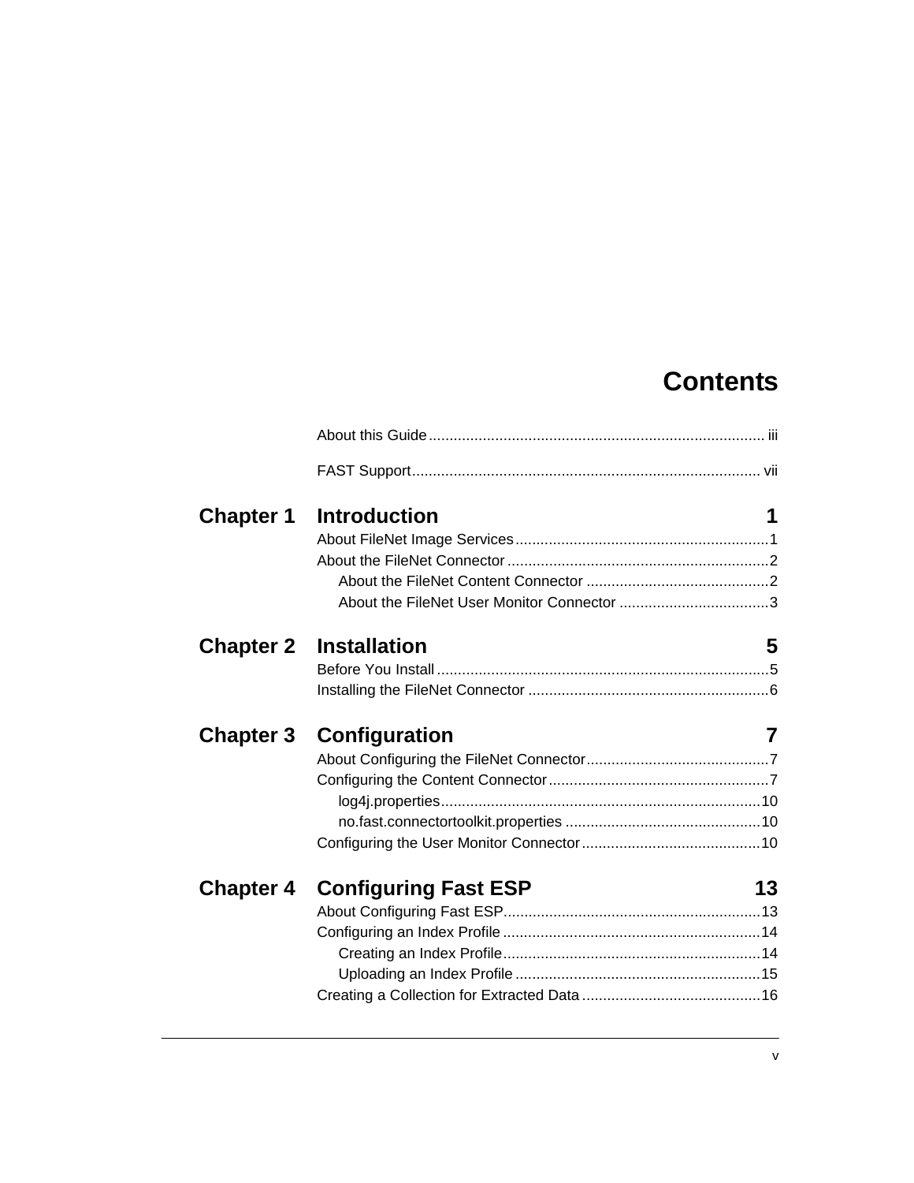# Contents

About this Guide ..... iii

FAST Support ..... vii

## Chapter 1 Introduction 1

About FileNet Image Services ..... 1

About the FileNet Connector ..... 2

- About the FileNet Content Connector ..... 2
- About the FileNet User Monitor Connector ..... 3

## Chapter 2 Installation 5

Before You Install ..... 5

Installing the FileNet Connector ..... 6

## Chapter 3 Configuration 7

About Configuring the FileNet Connector ..... 7

Configuring the Content Connector ..... 7

- log4j.properties ..... 10
- no.fast.connectortoolkit.properties ..... 10

Configuring the User Monitor Connector ..... 10

## Chapter 4 Configuring Fast ESP 13

About Configuring Fast ESP ..... 13

Configuring an Index Profile ..... 14

- Creating an Index Profile ..... 14
- Uploading an Index Profile ..... 15

Creating a Collection for Extracted Data ..... 16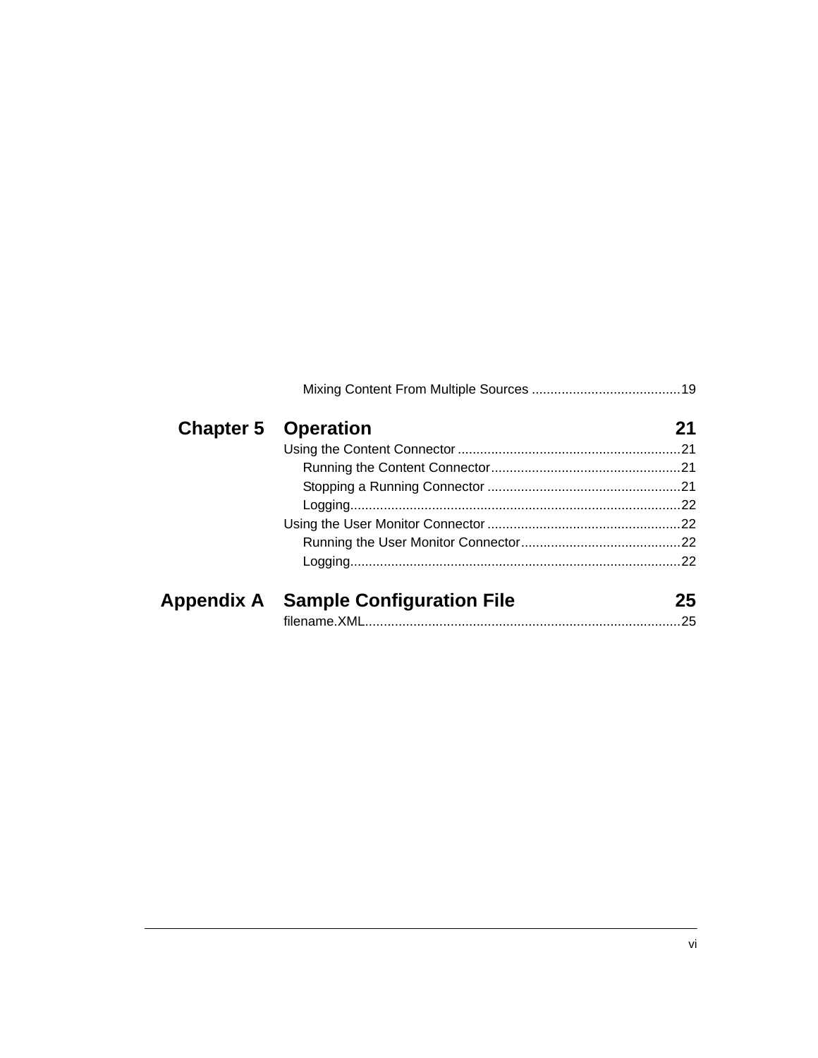Mixing Content From Multiple Sources ........................................19

**Chapter 5 Operation 21**

Using the Content Connector ............................................................21

Running the Content Connector...................................................21

Stopping a Running Connector ....................................................21

Logging........................................................................................22

Using the User Monitor Connector ....................................................22

Running the User Monitor Connector...........................................22

Logging........................................................................................22

**Appendix A Sample Configuration File 25**

filename.XML....................................................................................25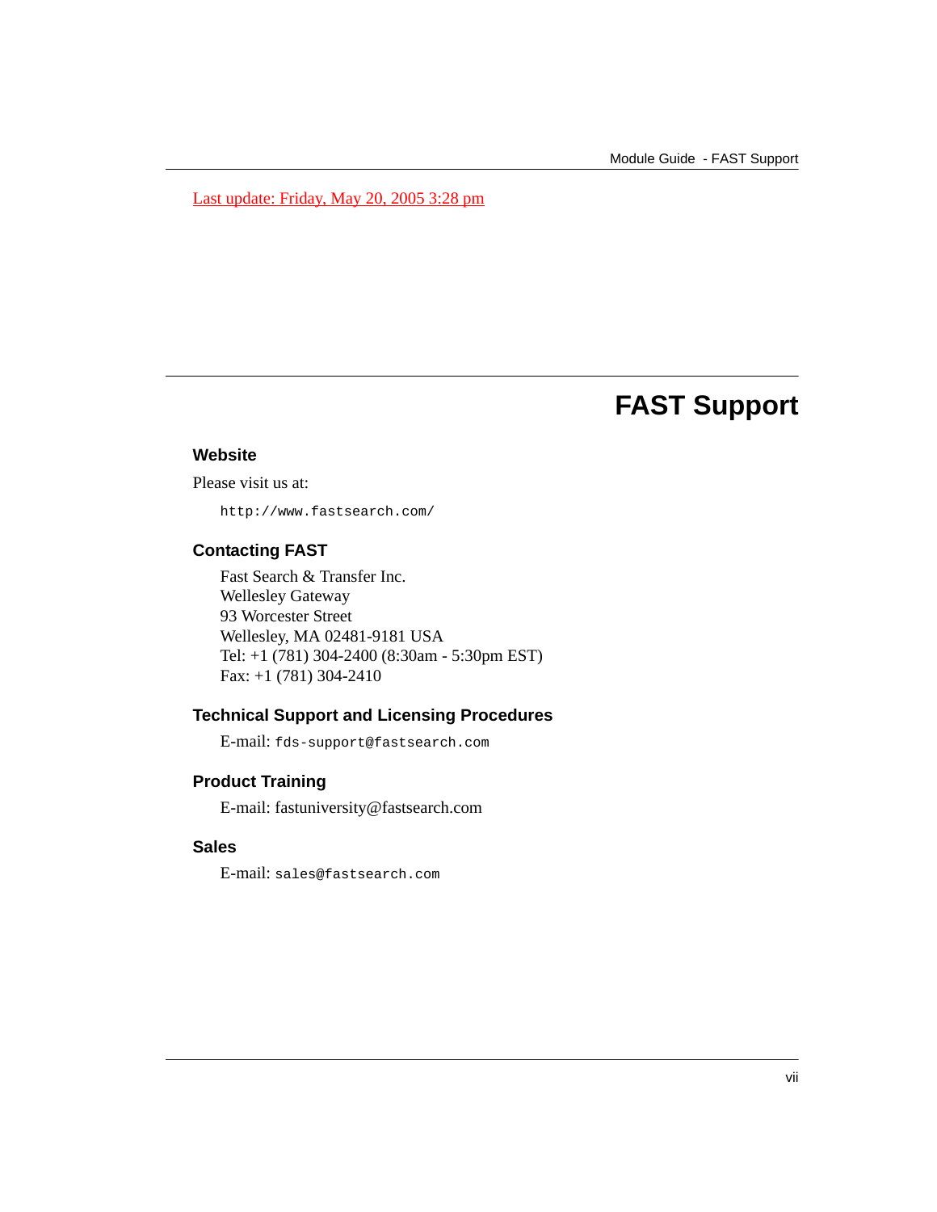Last update: Friday, May 20, 2005 3:28 pm

# FAST Support

## Website

Please visit us at:

```
http://www.fastsearch.com/
```

## Contacting FAST

Fast Search & Transfer Inc.
Wellesley Gateway
93 Worcester Street
Wellesley, MA 02481-9181 USA
Tel: +1 (781) 304-2400 (8:30am - 5:30pm EST)
Fax: +1 (781) 304-2410

## Technical Support and Licensing Procedures

E-mail: `fds-support@fastsearch.com`

## Product Training

E-mail: fastuniversity@fastsearch.com

## Sales

E-mail: `sales@fastsearch.com`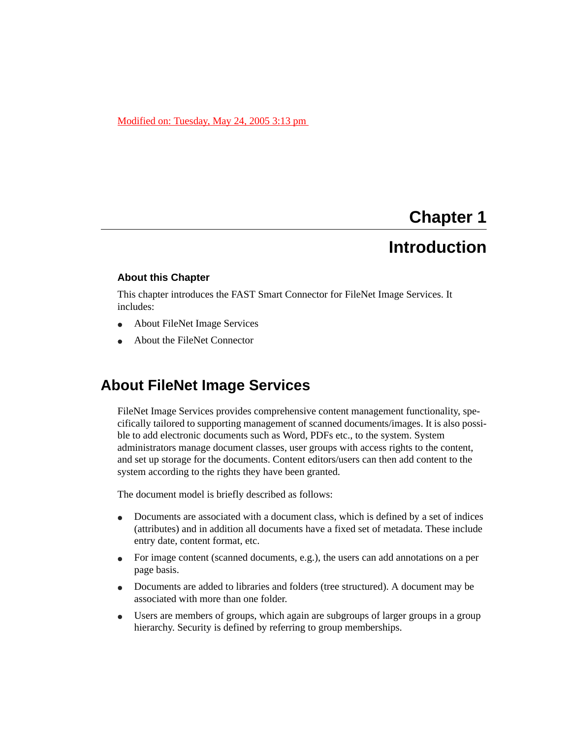Modified on: Tuesday, May 24, 2005 3:13 pm

# Chapter 1

# Introduction

### About this Chapter

This chapter introduces the FAST Smart Connector for FileNet Image Services. It includes:

- About FileNet Image Services
- About the FileNet Connector

## About FileNet Image Services

FileNet Image Services provides comprehensive content management functionality, specifically tailored to supporting management of scanned documents/images. It is also possible to add electronic documents such as Word, PDFs etc., to the system. System administrators manage document classes, user groups with access rights to the content, and set up storage for the documents. Content editors/users can then add content to the system according to the rights they have been granted.

The document model is briefly described as follows:

- Documents are associated with a document class, which is defined by a set of indices (attributes) and in addition all documents have a fixed set of metadata. These include entry date, content format, etc.
- For image content (scanned documents, e.g.), the users can add annotations on a per page basis.
- Documents are added to libraries and folders (tree structured). A document may be associated with more than one folder.
- Users are members of groups, which again are subgroups of larger groups in a group hierarchy. Security is defined by referring to group memberships.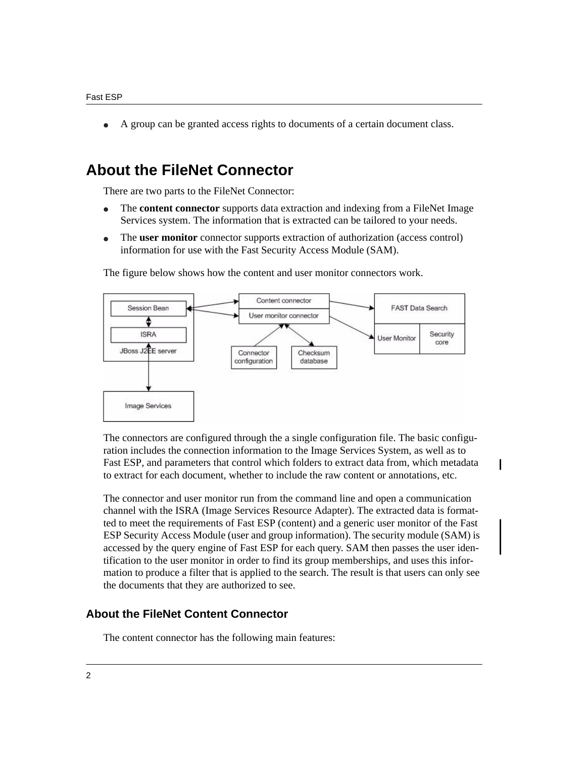- A group can be granted access rights to documents of a certain document class.

## About the FileNet Connector

There are two parts to the FileNet Connector:

- The **content connector** supports data extraction and indexing from a FileNet Image Services system. The information that is extracted can be tailored to your needs.
- The **user monitor** connector supports extraction of authorization (access control) information for use with the Fast Security Access Module (SAM).

The figure below shows how the content and user monitor connectors work.

The connectors are configured through the a single configuration file. The basic configuration includes the connection information to the Image Services System, as well as to Fast ESP, and parameters that control which folders to extract data from, which metadata to extract for each document, whether to include the raw content or annotations, etc.

The connector and user monitor run from the command line and open a communication channel with the ISRA (Image Services Resource Adapter). The extracted data is formatted to meet the requirements of Fast ESP (content) and a generic user monitor of the Fast ESP Security Access Module (user and group information). The security module (SAM) is accessed by the query engine of Fast ESP for each query. SAM then passes the user identification to the user monitor in order to find its group memberships, and uses this information to produce a filter that is applied to the search. The result is that users can only see the documents that they are authorized to see.

### About the FileNet Content Connector

The content connector has the following main features: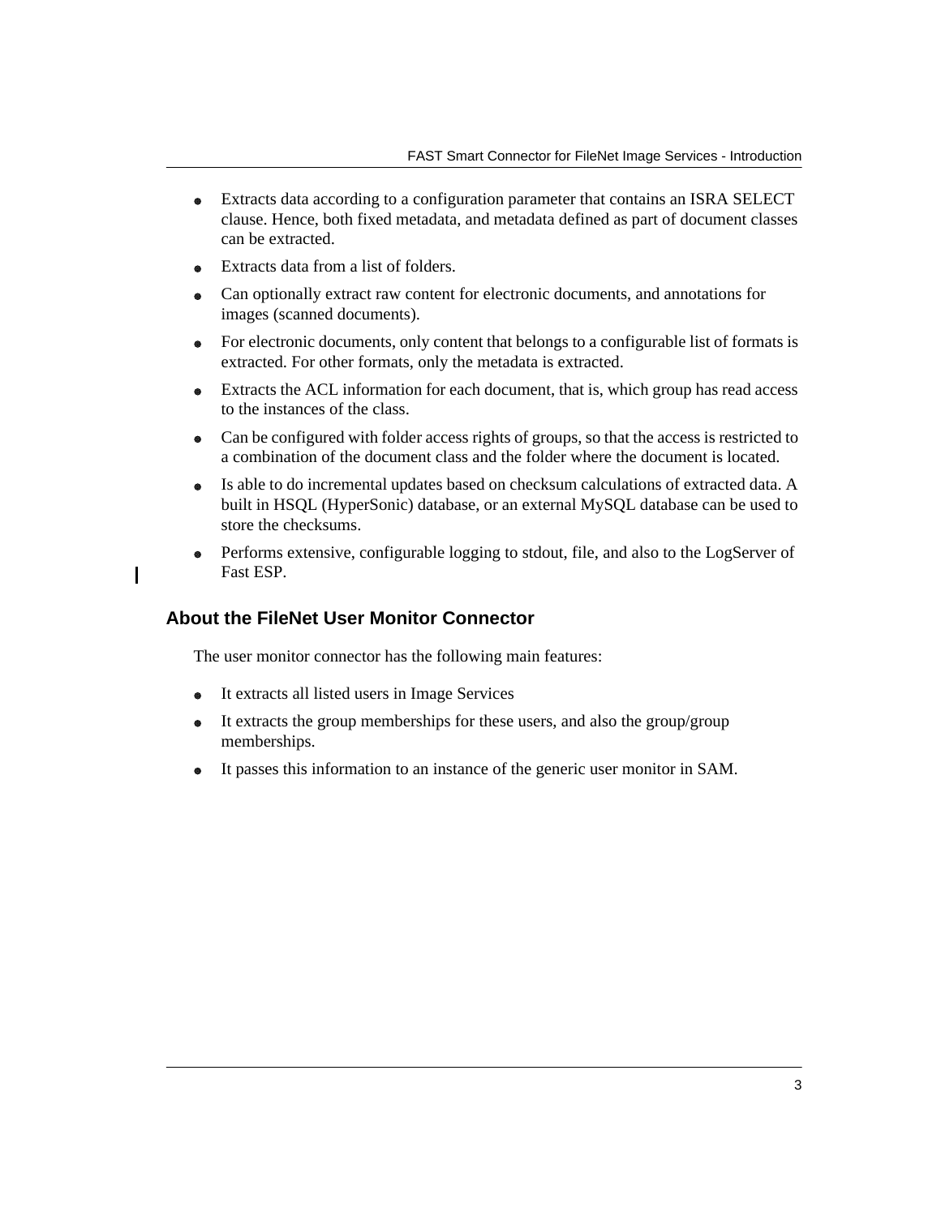- Extracts data according to a configuration parameter that contains an ISRA SELECT clause. Hence, both fixed metadata, and metadata defined as part of document classes can be extracted.
- Extracts data from a list of folders.
- Can optionally extract raw content for electronic documents, and annotations for images (scanned documents).
- For electronic documents, only content that belongs to a configurable list of formats is extracted. For other formats, only the metadata is extracted.
- Extracts the ACL information for each document, that is, which group has read access to the instances of the class.
- Can be configured with folder access rights of groups, so that the access is restricted to a combination of the document class and the folder where the document is located.
- Is able to do incremental updates based on checksum calculations of extracted data. A built in HSQL (HyperSonic) database, or an external MySQL database can be used to store the checksums.
- Performs extensive, configurable logging to stdout, file, and also to the LogServer of Fast ESP.

## About the FileNet User Monitor Connector

The user monitor connector has the following main features:

- It extracts all listed users in Image Services
- It extracts the group memberships for these users, and also the group/group memberships.
- It passes this information to an instance of the generic user monitor in SAM.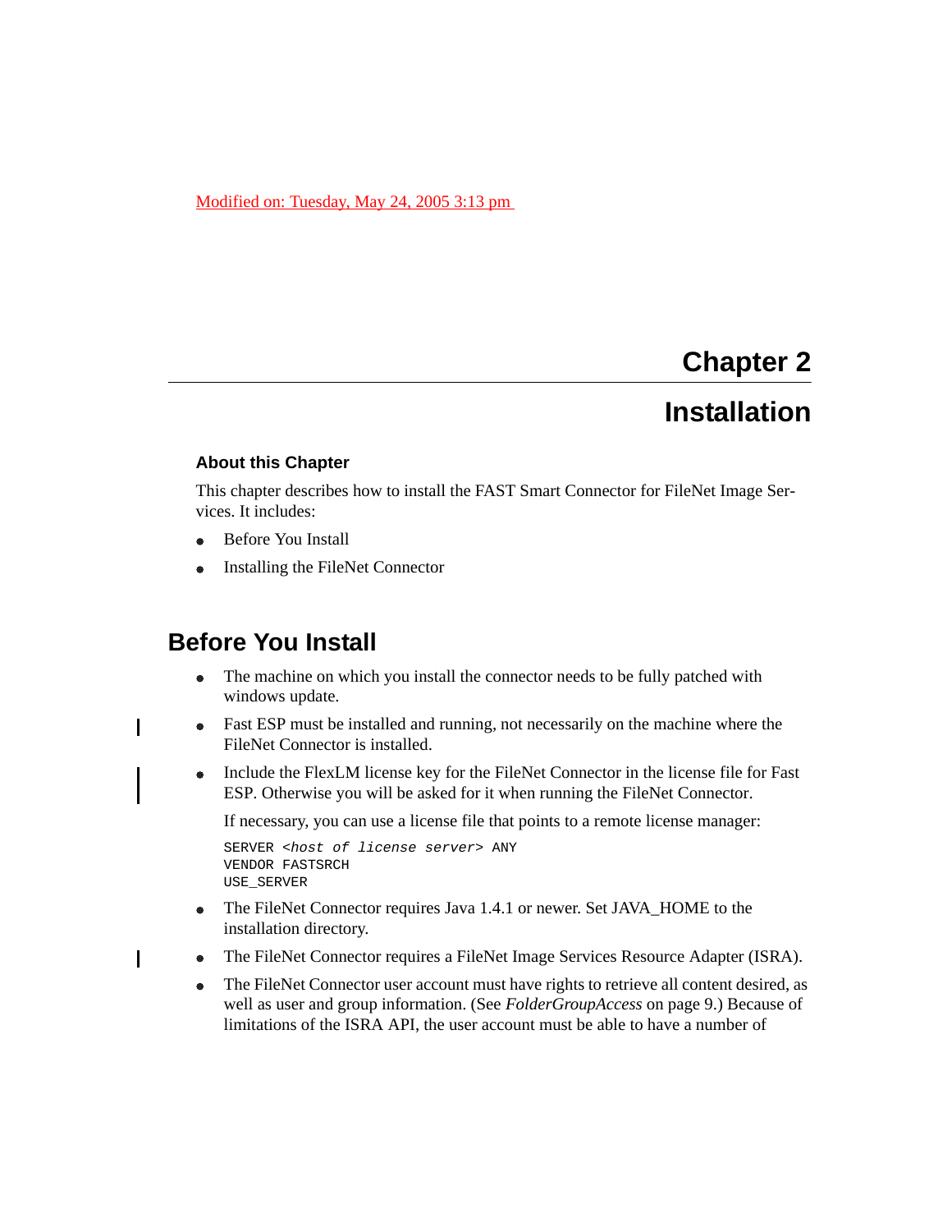Modified on: Tuesday, May 24, 2005 3:13 pm

# Chapter 2

# Installation

### About this Chapter

This chapter describes how to install the FAST Smart Connector for FileNet Image Services. It includes:

- Before You Install
- Installing the FileNet Connector

## Before You Install

- The machine on which you install the connector needs to be fully patched with windows update.
- Fast ESP must be installed and running, not necessarily on the machine where the FileNet Connector is installed.
- Include the FlexLM license key for the FileNet Connector in the license file for Fast ESP. Otherwise you will be asked for it when running the FileNet Connector.

  If necessary, you can use a license file that points to a remote license manager:

  ```
  SERVER <host of license server> ANY
  VENDOR FASTSRCH
  USE_SERVER
  ```

- The FileNet Connector requires Java 1.4.1 or newer. Set JAVA_HOME to the installation directory.
- The FileNet Connector requires a FileNet Image Services Resource Adapter (ISRA).
- The FileNet Connector user account must have rights to retrieve all content desired, as well as user and group information. (See *FolderGroupAccess* on page 9.) Because of limitations of the ISRA API, the user account must be able to have a number of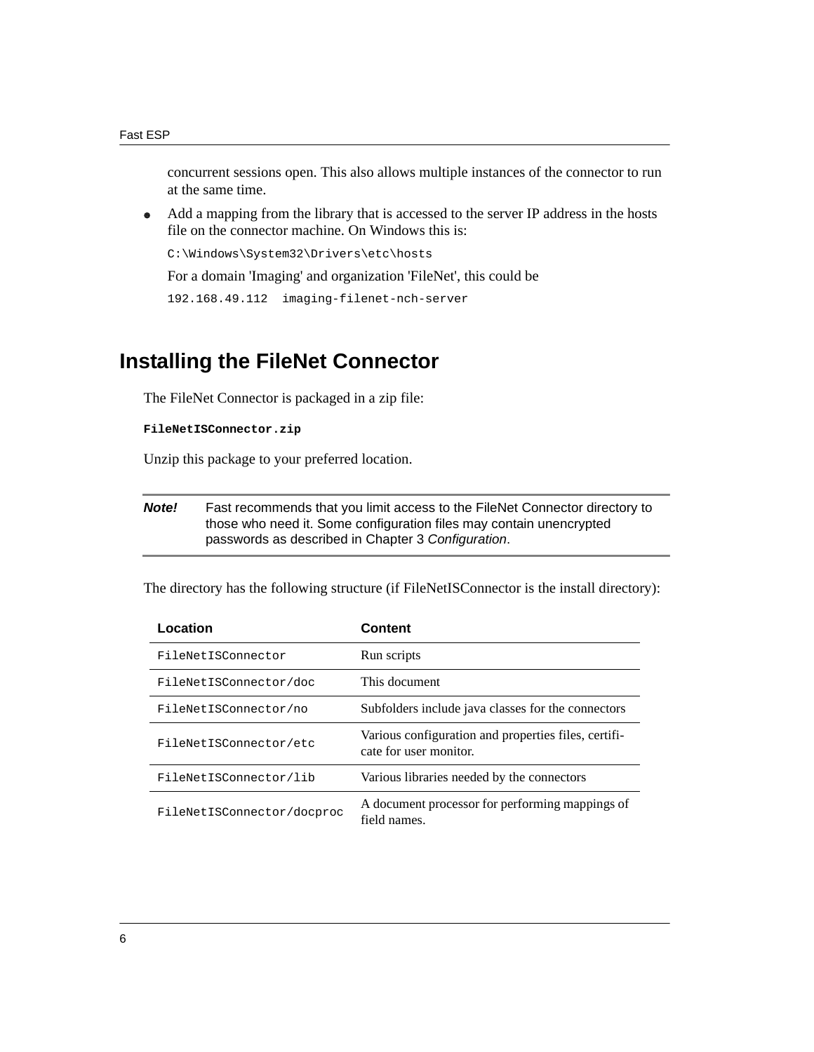concurrent sessions open. This also allows multiple instances of the connector to run at the same time.

- Add a mapping from the library that is accessed to the server IP address in the hosts file on the connector machine. On Windows this is:

  ```
  C:\Windows\System32\Drivers\etc\hosts
  ```

  For a domain 'Imaging' and organization 'FileNet', this could be

  ```
  192.168.49.112  imaging-filenet-nch-server
  ```

## Installing the FileNet Connector

The FileNet Connector is packaged in a zip file:

**`FileNetISConnector.zip`**

Unzip this package to your preferred location.

| | |
|---|---|
| ***Note!*** | Fast recommends that you limit access to the FileNet Connector directory to those who need it. Some configuration files may contain unencrypted passwords as described in Chapter 3 *Configuration*. |

The directory has the following structure (if FileNetISConnector is the install directory):

| Location | Content |
|---|---|
| `FileNetISConnector` | Run scripts |
| `FileNetISConnector/doc` | This document |
| `FileNetISConnector/no` | Subfolders include java classes for the connectors |
| `FileNetISConnector/etc` | Various configuration and properties files, certificate for user monitor. |
| `FileNetISConnector/lib` | Various libraries needed by the connectors |
| `FileNetISConnector/docproc` | A document processor for performing mappings of field names. |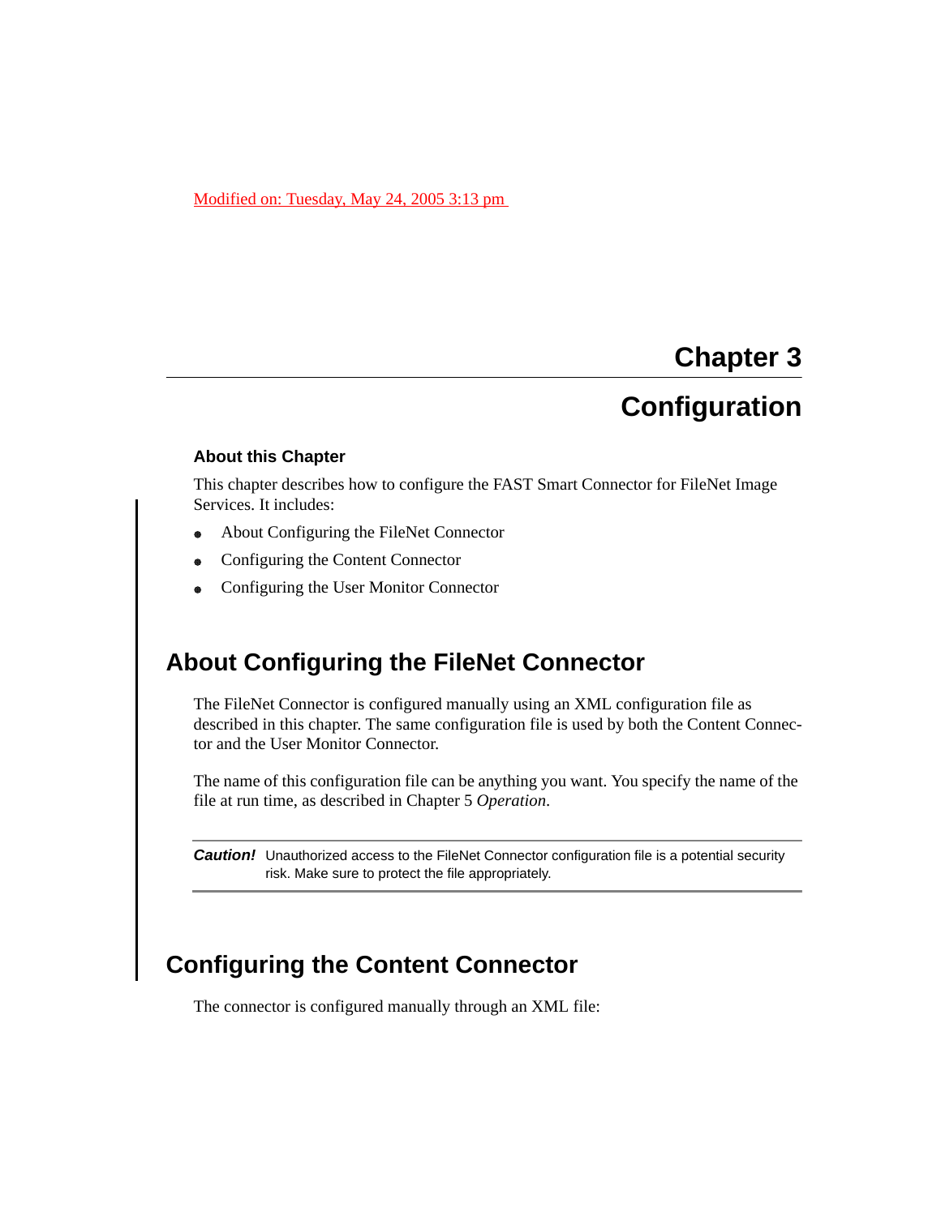Modified on: Tuesday, May 24, 2005 3:13 pm

# Chapter 3

# Configuration

### About this Chapter

This chapter describes how to configure the FAST Smart Connector for FileNet Image Services. It includes:

- About Configuring the FileNet Connector
- Configuring the Content Connector
- Configuring the User Monitor Connector

## About Configuring the FileNet Connector

The FileNet Connector is configured manually using an XML configuration file as described in this chapter. The same configuration file is used by both the Content Connector and the User Monitor Connector.

The name of this configuration file can be anything you want. You specify the name of the file at run time, as described in Chapter 5 *Operation*.

***Caution!*** Unauthorized access to the FileNet Connector configuration file is a potential security risk. Make sure to protect the file appropriately.

## Configuring the Content Connector

The connector is configured manually through an XML file: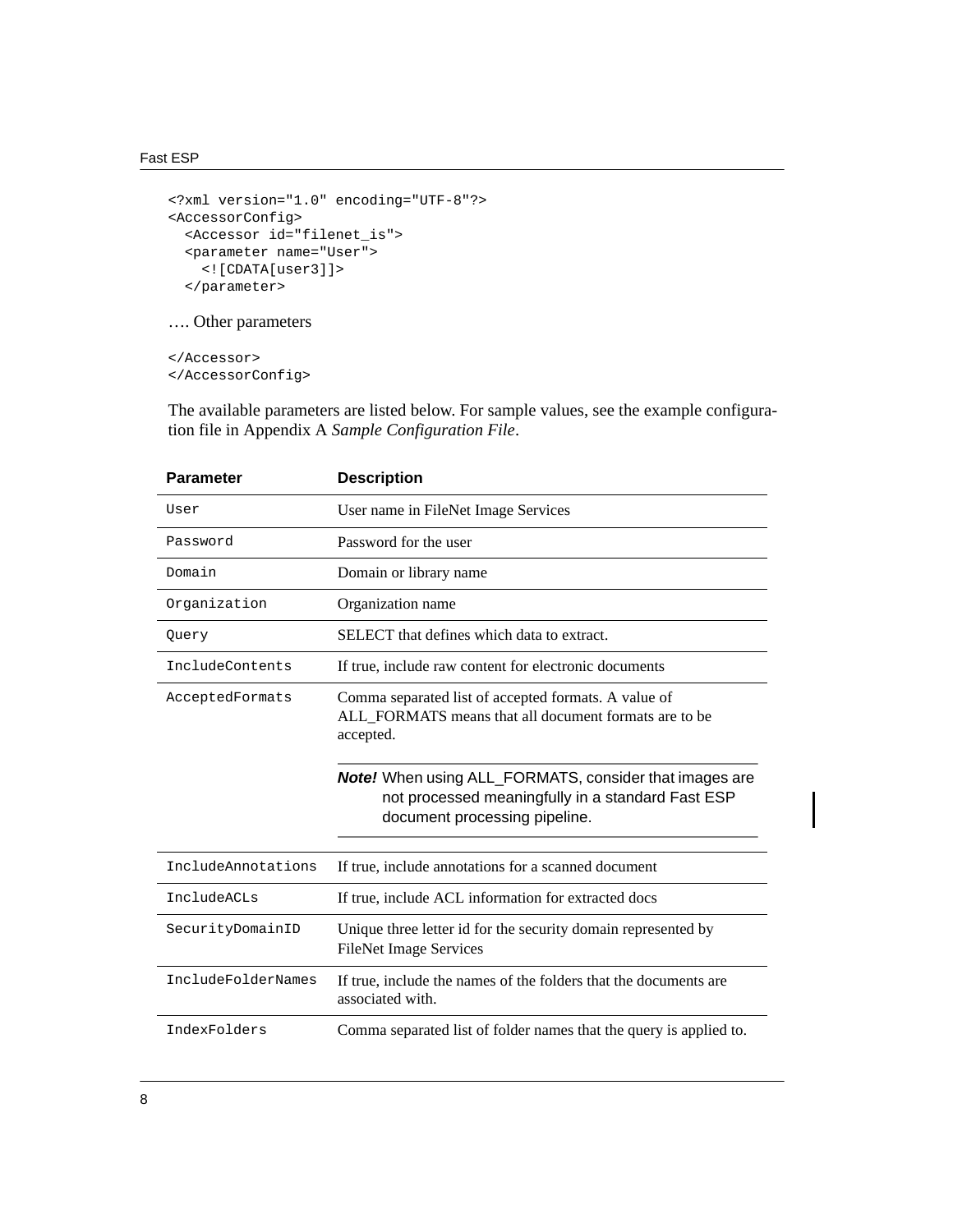```
<?xml version="1.0" encoding="UTF-8"?>
<AccessorConfig>
  <Accessor id="filenet_is">
  <parameter name="User">
    <![CDATA[user3]]>
  </parameter>
```

…. Other parameters

```
</Accessor>
</AccessorConfig>
```

The available parameters are listed below. For sample values, see the example configuration file in Appendix A *Sample Configuration File*.

| Parameter | Description |
|---|---|
| `User` | User name in FileNet Image Services |
| `Password` | Password for the user |
| `Domain` | Domain or library name |
| `Organization` | Organization name |
| `Query` | SELECT that defines which data to extract. |
| `IncludeContents` | If true, include raw content for electronic documents |
| `AcceptedFormats` | Comma separated list of accepted formats. A value of ALL_FORMATS means that all document formats are to be accepted.<br><br>***Note!*** When using ALL_FORMATS, consider that images are not processed meaningfully in a standard Fast ESP document processing pipeline. |
| `IncludeAnnotations` | If true, include annotations for a scanned document |
| `IncludeACLs` | If true, include ACL information for extracted docs |
| `SecurityDomainID` | Unique three letter id for the security domain represented by FileNet Image Services |
| `IncludeFolderNames` | If true, include the names of the folders that the documents are associated with. |
| `IndexFolders` | Comma separated list of folder names that the query is applied to. |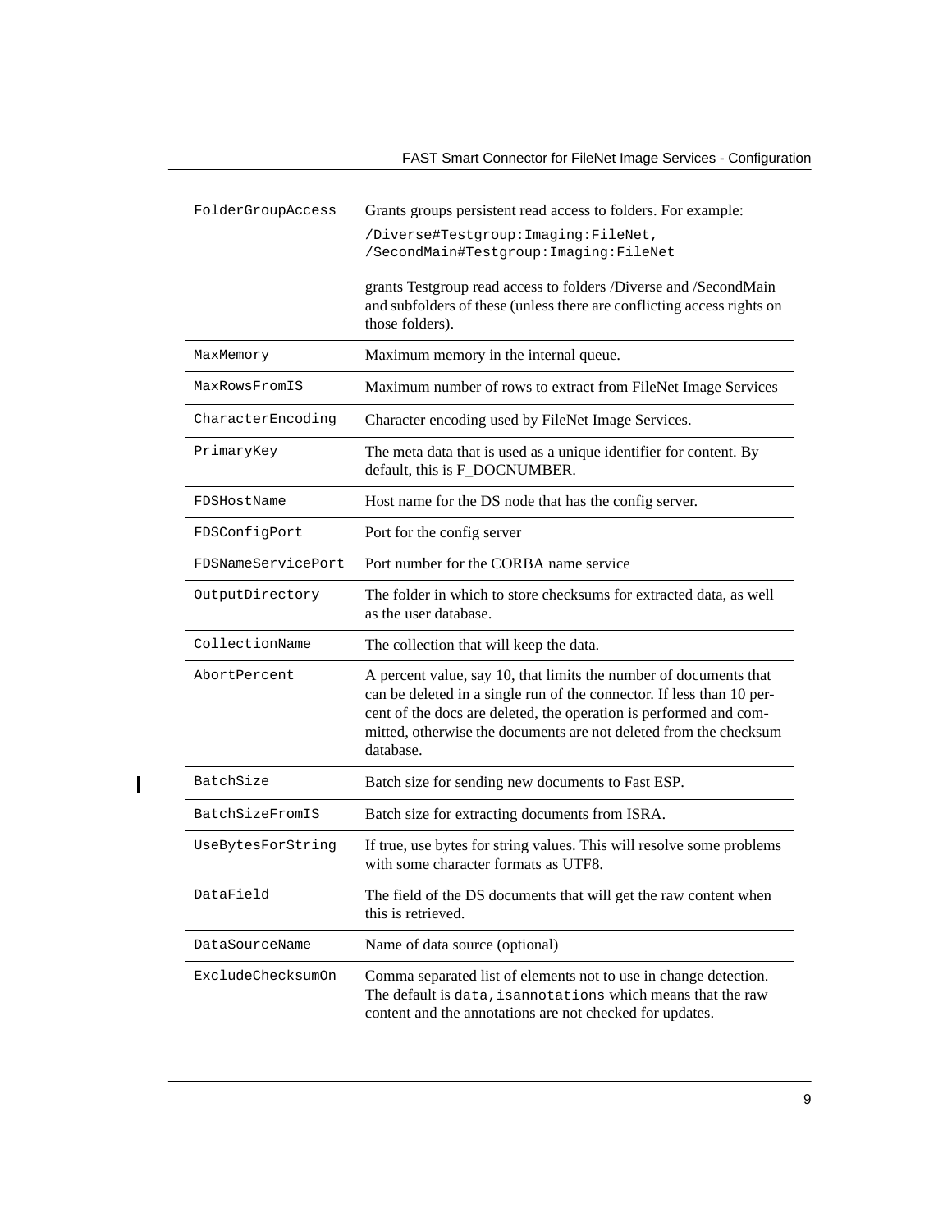| | |
|---|---|
| `FolderGroupAccess` | Grants groups persistent read access to folders. For example:<br>`/Diverse#Testgroup:Imaging:FileNet, /SecondMain#Testgroup:Imaging:FileNet`<br><br>grants Testgroup read access to folders /Diverse and /SecondMain and subfolders of these (unless there are conflicting access rights on those folders). |
| `MaxMemory` | Maximum memory in the internal queue. |
| `MaxRowsFromIS` | Maximum number of rows to extract from FileNet Image Services |
| `CharacterEncoding` | Character encoding used by FileNet Image Services. |
| `PrimaryKey` | The meta data that is used as a unique identifier for content. By default, this is F_DOCNUMBER. |
| `FDSHostName` | Host name for the DS node that has the config server. |
| `FDSConfigPort` | Port for the config server |
| `FDSNameServicePort` | Port number for the CORBA name service |
| `OutputDirectory` | The folder in which to store checksums for extracted data, as well as the user database. |
| `CollectionName` | The collection that will keep the data. |
| `AbortPercent` | A percent value, say 10, that limits the number of documents that can be deleted in a single run of the connector. If less than 10 percent of the docs are deleted, the operation is performed and committed, otherwise the documents are not deleted from the checksum database. |
| `BatchSize` | Batch size for sending new documents to Fast ESP. |
| `BatchSizeFromIS` | Batch size for extracting documents from ISRA. |
| `UseBytesForString` | If true, use bytes for string values. This will resolve some problems with some character formats as UTF8. |
| `DataField` | The field of the DS documents that will get the raw content when this is retrieved. |
| `DataSourceName` | Name of data source (optional) |
| `ExcludeChecksumOn` | Comma separated list of elements not to use in change detection. The default is `data,isannotations` which means that the raw content and the annotations are not checked for updates. |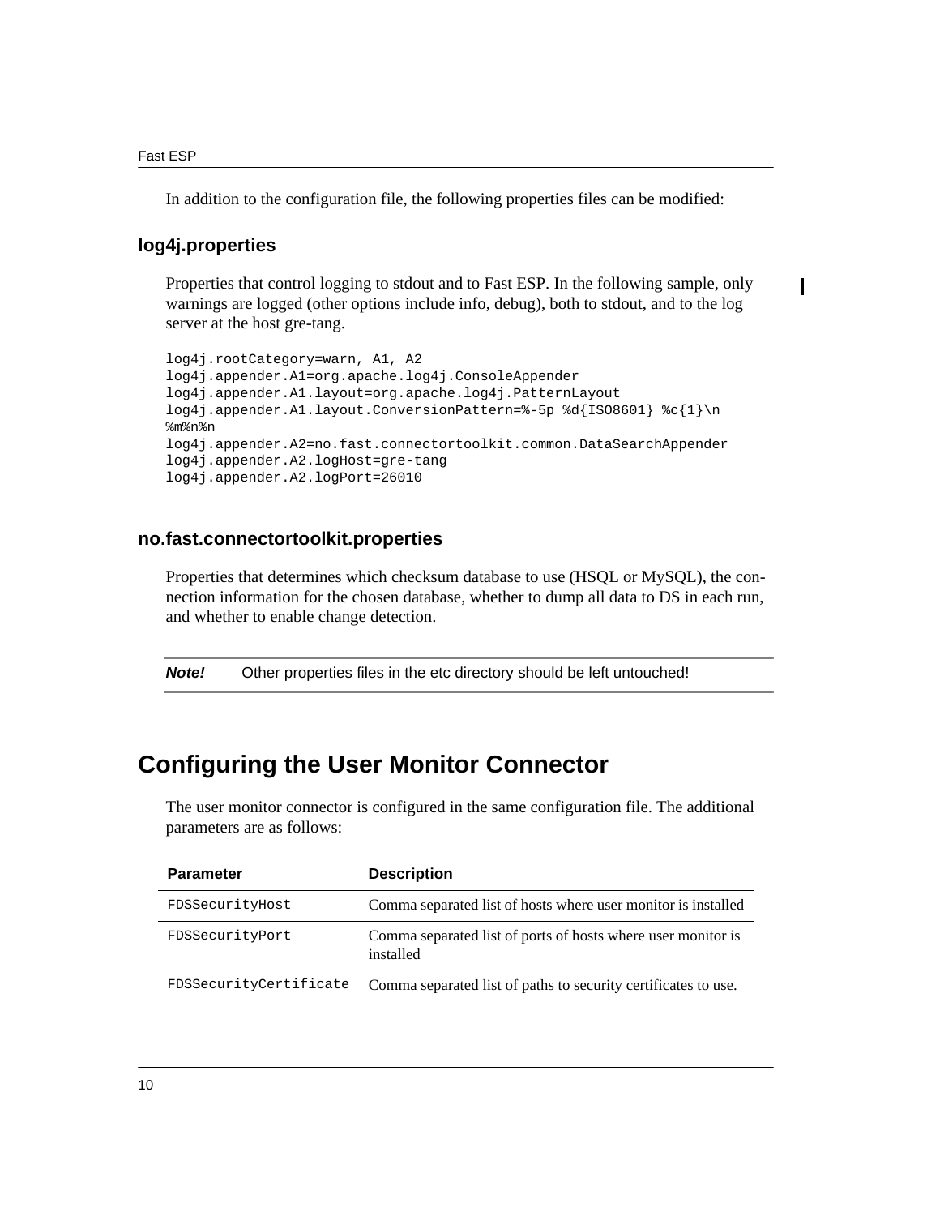In addition to the configuration file, the following properties files can be modified:

### log4j.properties

Properties that control logging to stdout and to Fast ESP. In the following sample, only warnings are logged (other options include info, debug), both to stdout, and to the log server at the host gre-tang.

```
log4j.rootCategory=warn, A1, A2
log4j.appender.A1=org.apache.log4j.ConsoleAppender
log4j.appender.A1.layout=org.apache.log4j.PatternLayout
log4j.appender.A1.layout.ConversionPattern=%-5p %d{ISO8601} %c{1}\n
%m%n%n
log4j.appender.A2=no.fast.connectortoolkit.common.DataSearchAppender
log4j.appender.A2.logHost=gre-tang
log4j.appender.A2.logPort=26010
```

### no.fast.connectortoolkit.properties

Properties that determines which checksum database to use (HSQL or MySQL), the connection information for the chosen database, whether to dump all data to DS in each run, and whether to enable change detection.

***Note!*** Other properties files in the etc directory should be left untouched!

## Configuring the User Monitor Connector

The user monitor connector is configured in the same configuration file. The additional parameters are as follows:

| Parameter | Description |
| --- | --- |
| FDSSecurityHost | Comma separated list of hosts where user monitor is installed |
| FDSSecurityPort | Comma separated list of ports of hosts where user monitor is installed |
| FDSSecurityCertificate | Comma separated list of paths to security certificates to use. |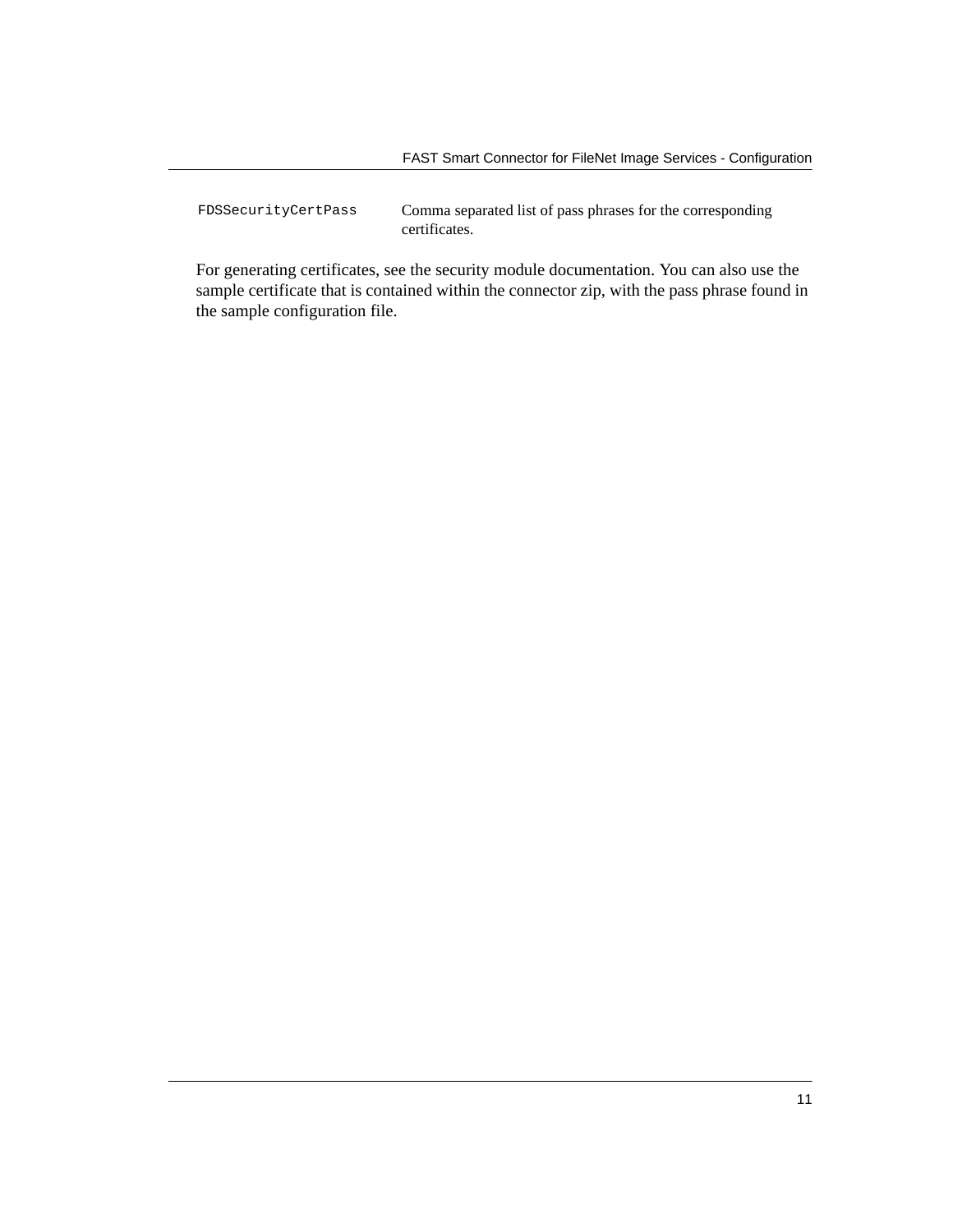| | |
|---|---|
| `FDSSecurityCertPass` | Comma separated list of pass phrases for the corresponding certificates. |

For generating certificates, see the security module documentation. You can also use the sample certificate that is contained within the connector zip, with the pass phrase found in the sample configuration file.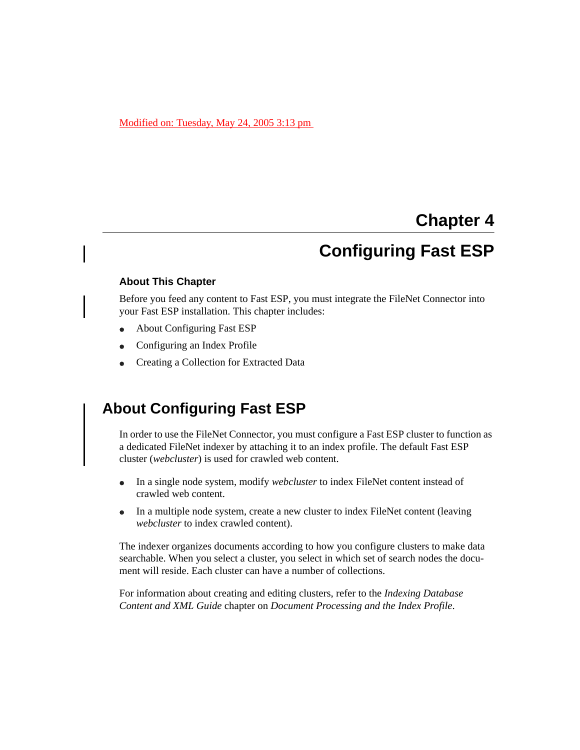Modified on: Tuesday, May 24, 2005 3:13 pm

# Chapter 4

# Configuring Fast ESP

### About This Chapter

Before you feed any content to Fast ESP, you must integrate the FileNet Connector into your Fast ESP installation. This chapter includes:

- About Configuring Fast ESP
- Configuring an Index Profile
- Creating a Collection for Extracted Data

## About Configuring Fast ESP

In order to use the FileNet Connector, you must configure a Fast ESP cluster to function as a dedicated FileNet indexer by attaching it to an index profile. The default Fast ESP cluster (*webcluster*) is used for crawled web content.

- In a single node system, modify *webcluster* to index FileNet content instead of crawled web content.
- In a multiple node system, create a new cluster to index FileNet content (leaving *webcluster* to index crawled content).

The indexer organizes documents according to how you configure clusters to make data searchable. When you select a cluster, you select in which set of search nodes the document will reside. Each cluster can have a number of collections.

For information about creating and editing clusters, refer to the *Indexing Database Content and XML Guide* chapter on *Document Processing and the Index Profile*.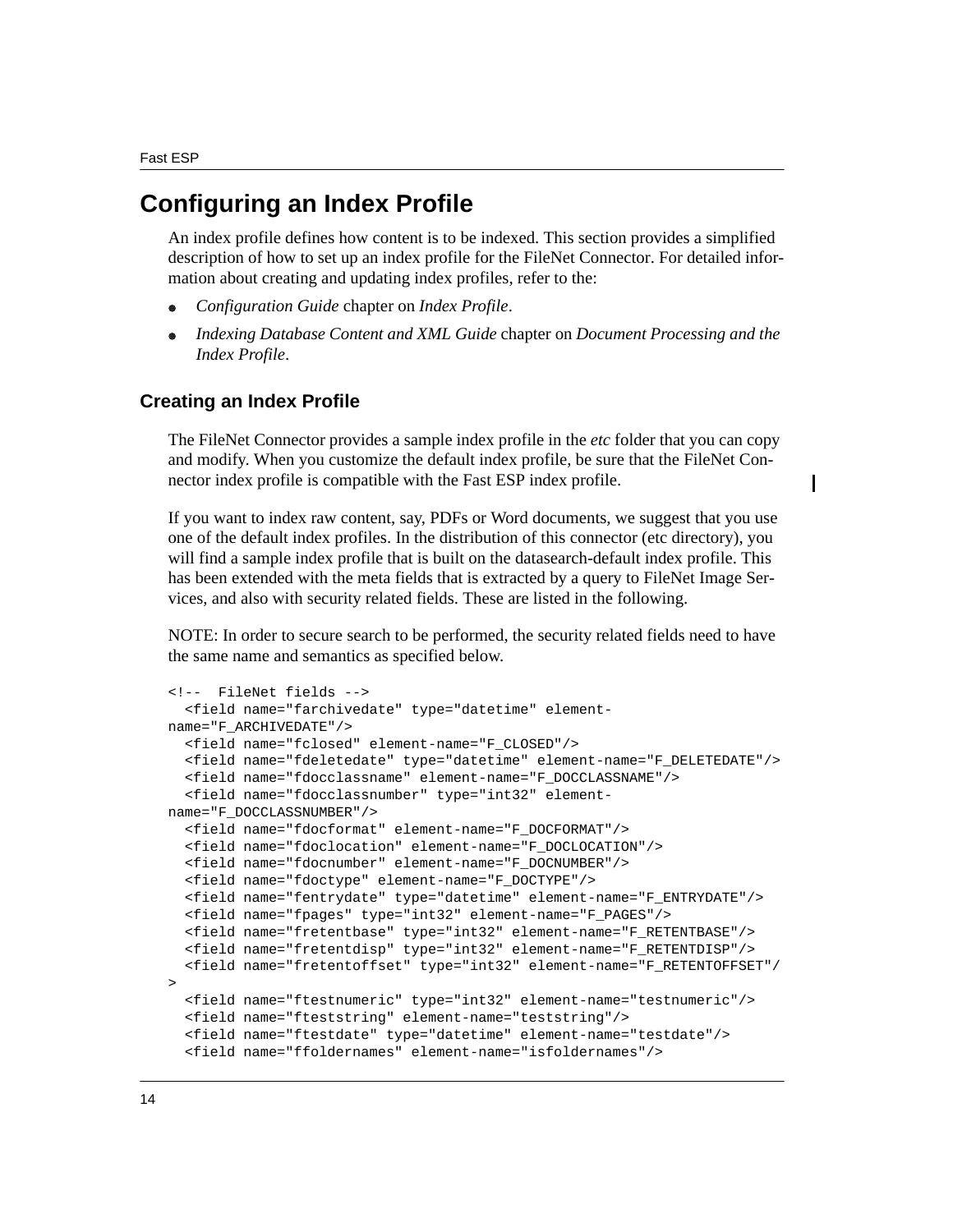# Configuring an Index Profile

An index profile defines how content is to be indexed. This section provides a simplified description of how to set up an index profile for the FileNet Connector. For detailed information about creating and updating index profiles, refer to the:

- *Configuration Guide* chapter on *Index Profile*.
- *Indexing Database Content and XML Guide* chapter on *Document Processing and the Index Profile*.

## Creating an Index Profile

The FileNet Connector provides a sample index profile in the *etc* folder that you can copy and modify. When you customize the default index profile, be sure that the FileNet Connector index profile is compatible with the Fast ESP index profile.

If you want to index raw content, say, PDFs or Word documents, we suggest that you use one of the default index profiles. In the distribution of this connector (etc directory), you will find a sample index profile that is built on the datasearch-default index profile. This has been extended with the meta fields that is extracted by a query to FileNet Image Services, and also with security related fields. These are listed in the following.

NOTE: In order to secure search to be performed, the security related fields need to have the same name and semantics as specified below.

```
<!--  FileNet fields -->
  <field name="farchivedate" type="datetime" element-
name="F_ARCHIVEDATE"/>
  <field name="fclosed" element-name="F_CLOSED"/>
  <field name="fdeletedate" type="datetime" element-name="F_DELETEDATE"/>
  <field name="fdocclassname" element-name="F_DOCCLASSNAME"/>
  <field name="fdocclassnumber" type="int32" element-
name="F_DOCCLASSNUMBER"/>
  <field name="fdocformat" element-name="F_DOCFORMAT"/>
  <field name="fdoclocation" element-name="F_DOCLOCATION"/>
  <field name="fdocnumber" element-name="F_DOCNUMBER"/>
  <field name="fdoctype" element-name="F_DOCTYPE"/>
  <field name="fentrydate" type="datetime" element-name="F_ENTRYDATE"/>
  <field name="fpages" type="int32" element-name="F_PAGES"/>
  <field name="fretentbase" type="int32" element-name="F_RETENTBASE"/>
  <field name="fretentdisp" type="int32" element-name="F_RETENTDISP"/>
  <field name="fretentoffset" type="int32" element-name="F_RETENTOFFSET"/
>
  <field name="ftestnumeric" type="int32" element-name="testnumeric"/>
  <field name="fteststring" element-name="teststring"/>
  <field name="ftestdate" type="datetime" element-name="testdate"/>
  <field name="ffoldernames" element-name="isfoldernames"/>
```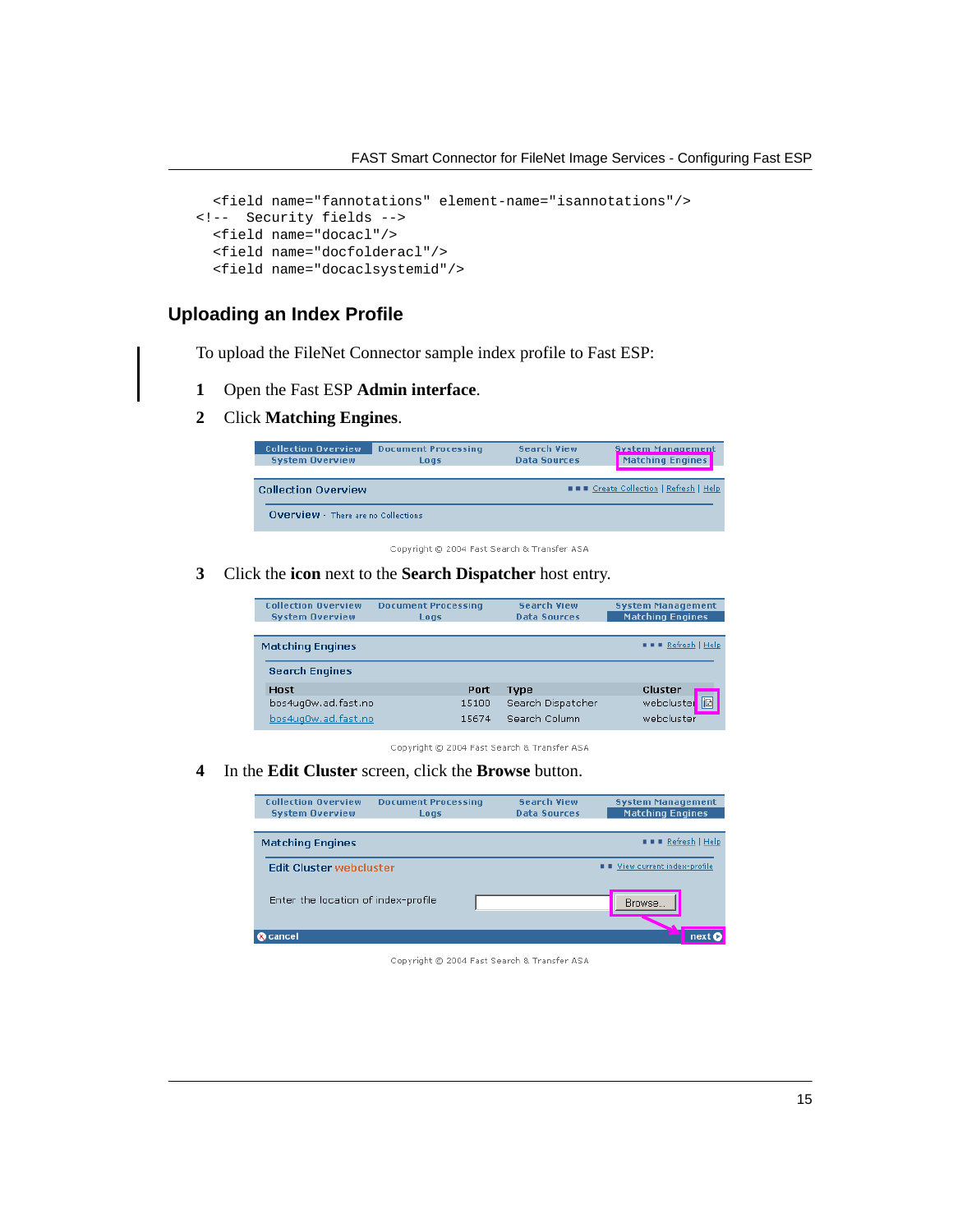```
  <field name="fannotations" element-name="isannotations"/>
<!--  Security fields -->
  <field name="docacl"/>
  <field name="docfolderacl"/>
  <field name="docaclsystemid"/>
```

## Uploading an Index Profile

To upload the FileNet Connector sample index profile to Fast ESP:

1. Open the Fast ESP **Admin interface**.
2. Click **Matching Engines**.
3. Click the **icon** next to the **Search Dispatcher** host entry.
4. In the **Edit Cluster** screen, click the **Browse** button.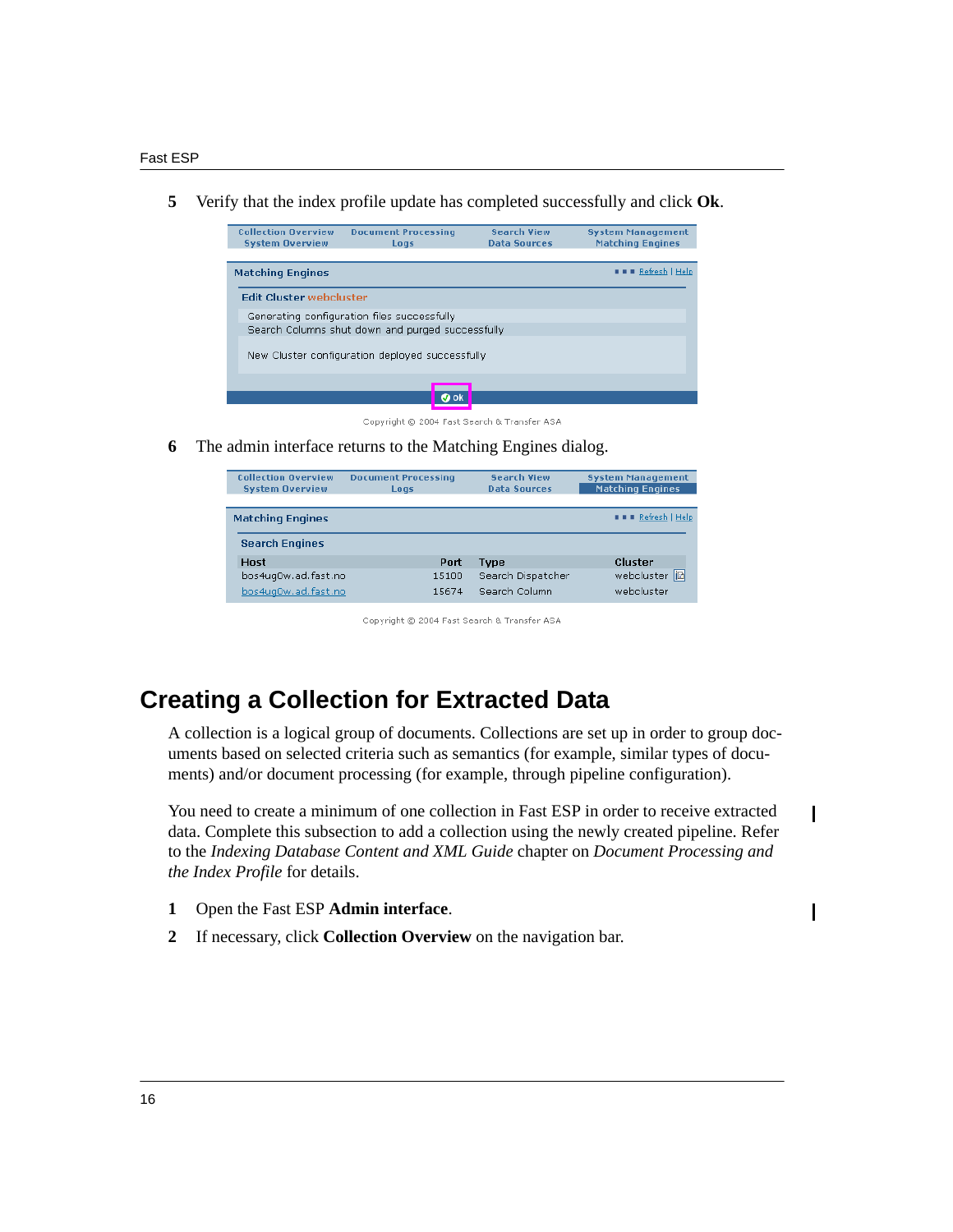5 Verify that the index profile update has completed successfully and click **Ok**.

6 The admin interface returns to the Matching Engines dialog.

## Creating a Collection for Extracted Data

A collection is a logical group of documents. Collections are set up in order to group documents based on selected criteria such as semantics (for example, similar types of documents) and/or document processing (for example, through pipeline configuration).

You need to create a minimum of one collection in Fast ESP in order to receive extracted data. Complete this subsection to add a collection using the newly created pipeline. Refer to the *Indexing Database Content and XML Guide* chapter on *Document Processing and the Index Profile* for details.

1 Open the Fast ESP **Admin interface**.

2 If necessary, click **Collection Overview** on the navigation bar.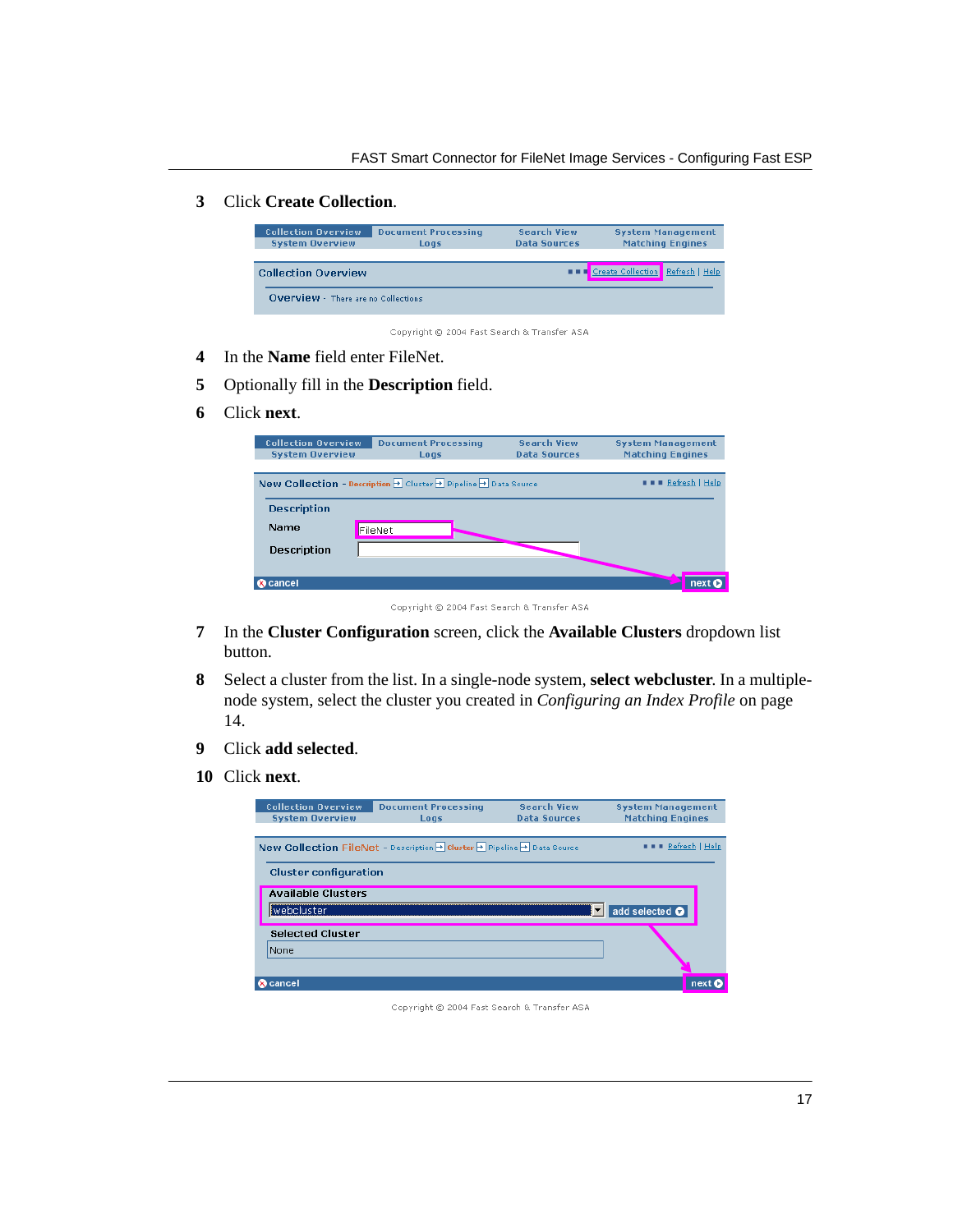3 Click **Create Collection**.

Copyright © 2004 Fast Search & Transfer ASA

4 In the **Name** field enter FileNet.

5 Optionally fill in the **Description** field.

6 Click **next**.

Copyright © 2004 Fast Search & Transfer ASA

7 In the **Cluster Configuration** screen, click the **Available Clusters** dropdown list button.

8 Select a cluster from the list. In a single-node system, **select webcluster**. In a multiple-node system, select the cluster you created in *Configuring an Index Profile* on page 14.

9 Click **add selected**.

10 Click **next**.

Copyright © 2004 Fast Search & Transfer ASA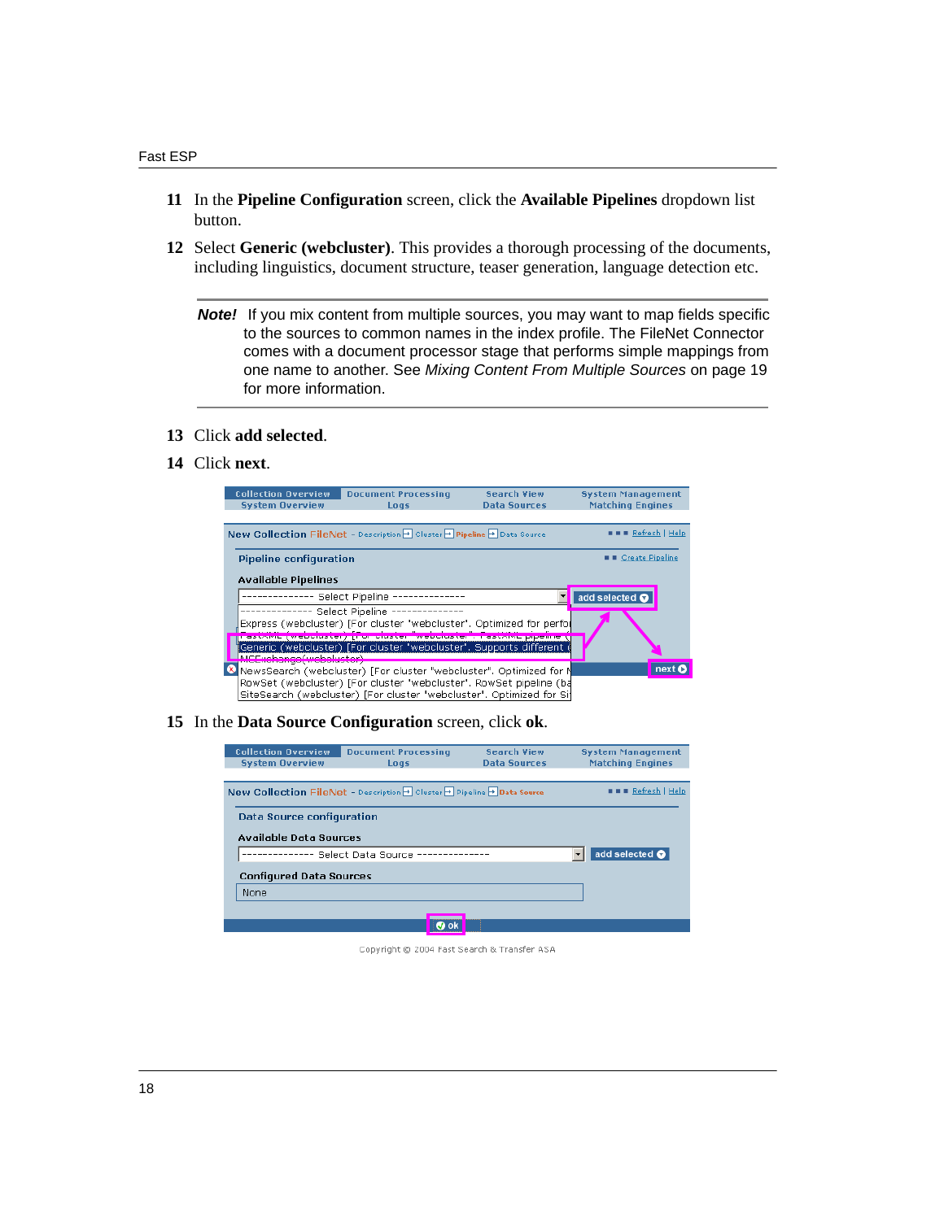11 In the **Pipeline Configuration** screen, click the **Available Pipelines** dropdown list button.

12 Select **Generic (webcluster)**. This provides a thorough processing of the documents, including linguistics, document structure, teaser generation, language detection etc.

> ***Note!*** If you mix content from multiple sources, you may want to map fields specific to the sources to common names in the index profile. The FileNet Connector comes with a document processor stage that performs simple mappings from one name to another. See *Mixing Content From Multiple Sources* on page 19 for more information.

13 Click **add selected**.

14 Click **next**.

15 In the **Data Source Configuration** screen, click **ok**.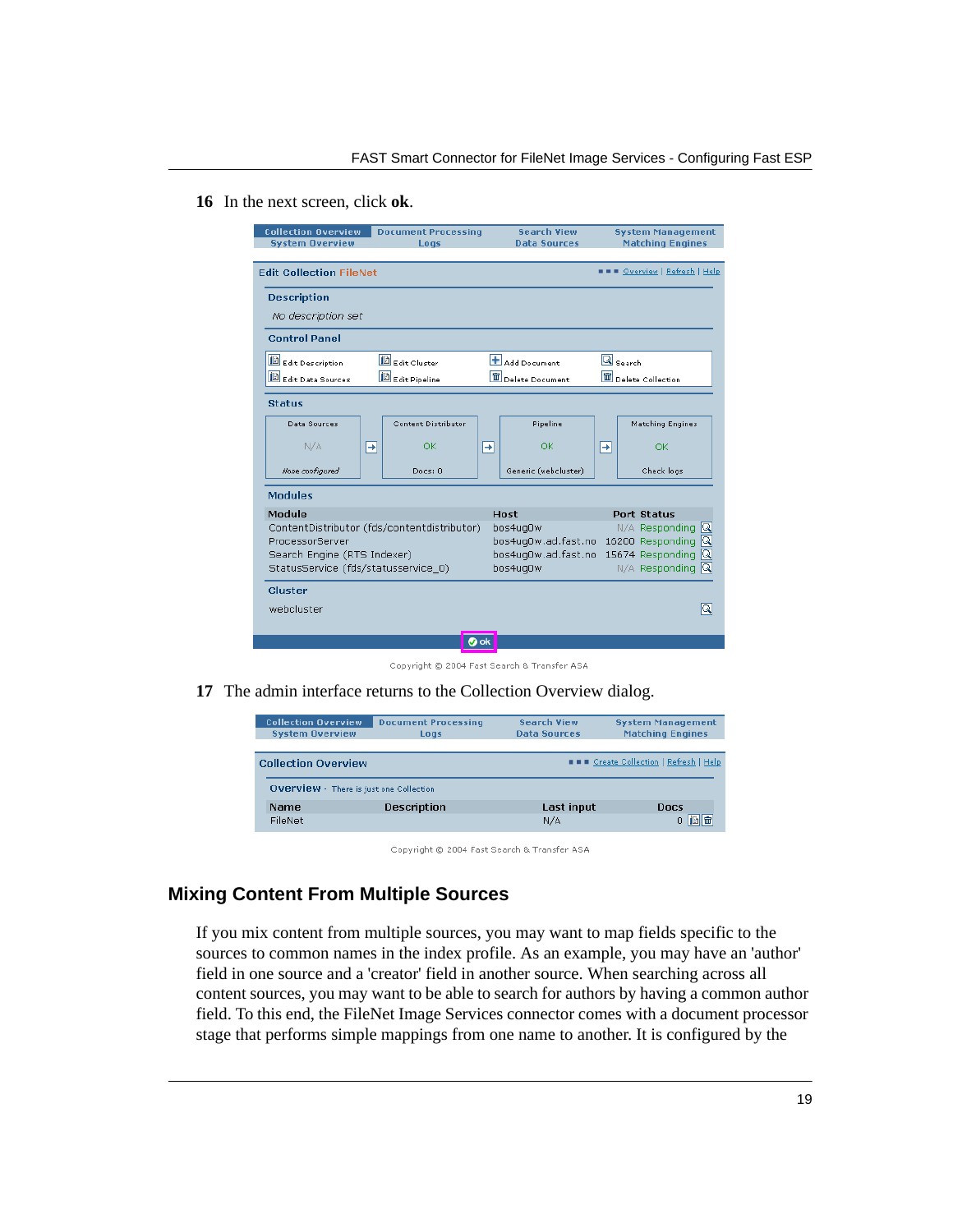16 In the next screen, click **ok**.

17 The admin interface returns to the Collection Overview dialog.

## Mixing Content From Multiple Sources

If you mix content from multiple sources, you may want to map fields specific to the sources to common names in the index profile. As an example, you may have an 'author' field in one source and a 'creator' field in another source. When searching across all content sources, you may want to be able to search for authors by having a common author field. To this end, the FileNet Image Services connector comes with a document processor stage that performs simple mappings from one name to another. It is configured by the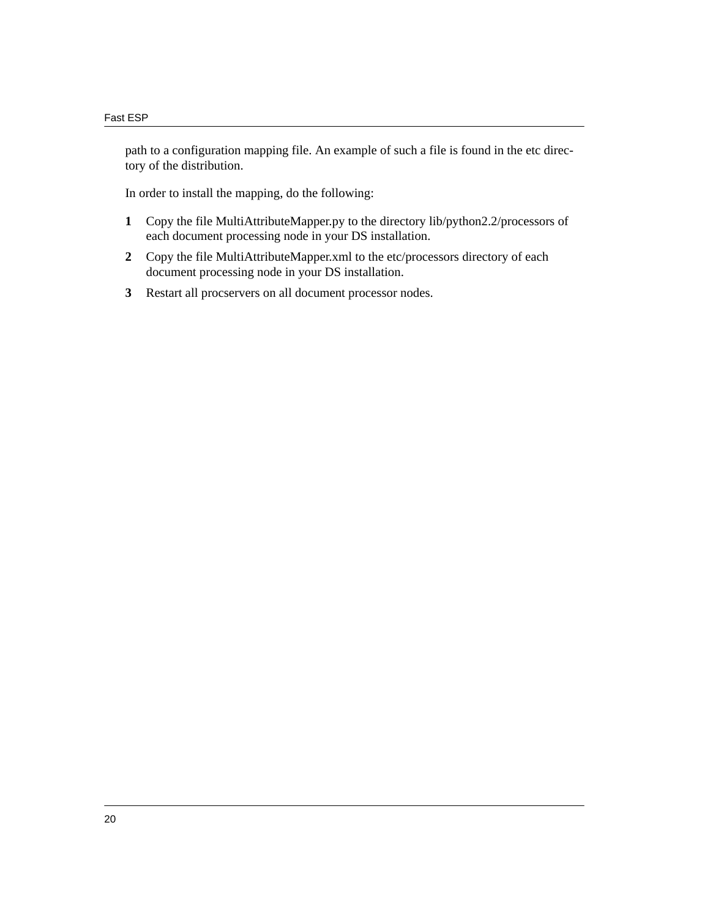path to a configuration mapping file. An example of such a file is found in the etc directory of the distribution.

In order to install the mapping, do the following:

1. Copy the file MultiAttributeMapper.py to the directory lib/python2.2/processors of each document processing node in your DS installation.
2. Copy the file MultiAttributeMapper.xml to the etc/processors directory of each document processing node in your DS installation.
3. Restart all procservers on all document processor nodes.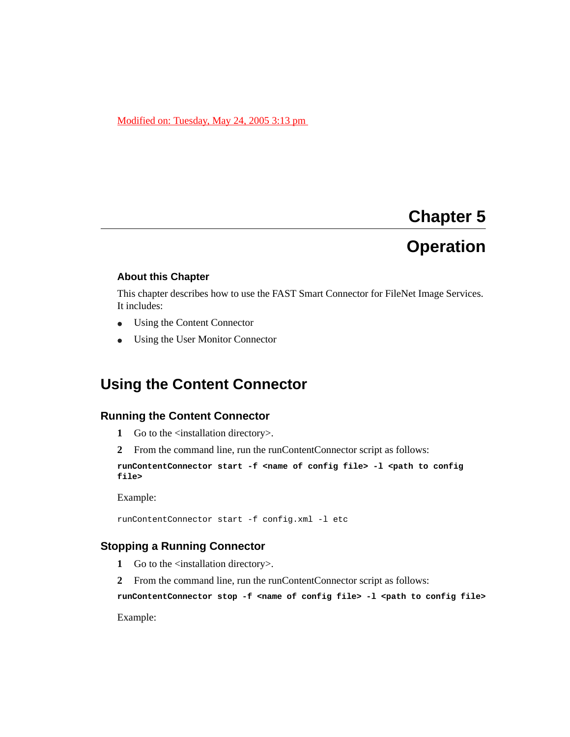Modified on: Tuesday, May 24, 2005 3:13 pm

# Chapter 5

# Operation

### About this Chapter

This chapter describes how to use the FAST Smart Connector for FileNet Image Services. It includes:

- Using the Content Connector
- Using the User Monitor Connector

## Using the Content Connector

### Running the Content Connector

1. Go to the <installation directory>.
2. From the command line, run the runContentConnector script as follows:

```
runContentConnector start -f <name of config file> -l <path to config file>
```

Example:

```
runContentConnector start -f config.xml -l etc
```

### Stopping a Running Connector

1. Go to the <installation directory>.
2. From the command line, run the runContentConnector script as follows:

```
runContentConnector stop -f <name of config file> -l <path to config file>
```

Example: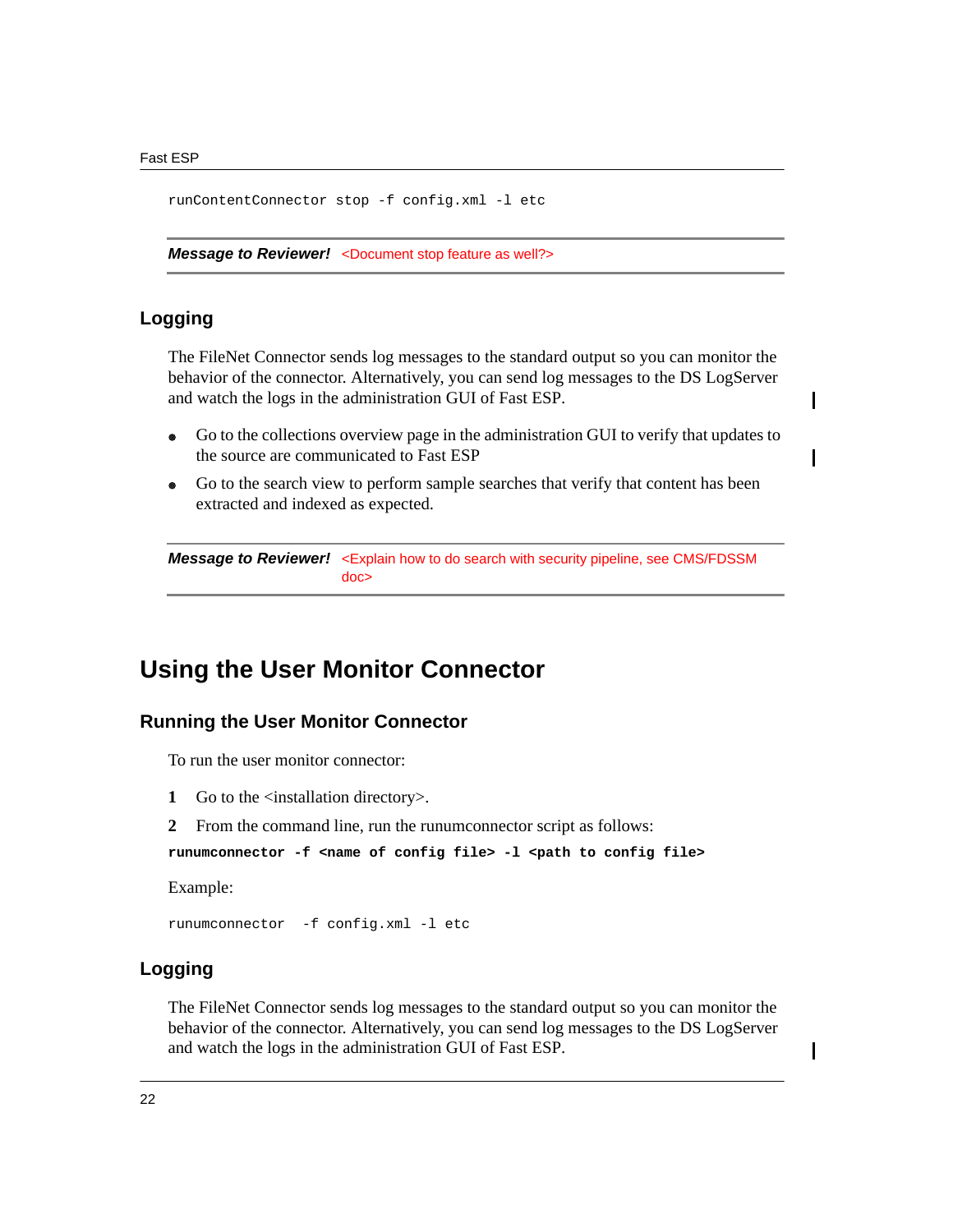```
runContentConnector stop -f config.xml -l etc
```

***Message to Reviewer!*** <Document stop feature as well?>

### Logging

The FileNet Connector sends log messages to the standard output so you can monitor the behavior of the connector. Alternatively, you can send log messages to the DS LogServer and watch the logs in the administration GUI of Fast ESP.

- Go to the collections overview page in the administration GUI to verify that updates to the source are communicated to Fast ESP
- Go to the search view to perform sample searches that verify that content has been extracted and indexed as expected.

***Message to Reviewer!*** <Explain how to do search with security pipeline, see CMS/FDSSM doc>

## Using the User Monitor Connector

### Running the User Monitor Connector

To run the user monitor connector:

1. Go to the <installation directory>.
2. From the command line, run the runumconnector script as follows:

**`runumconnector -f <name of config file> -l <path to config file>`**

Example:

```
runumconnector  -f config.xml -l etc
```

### Logging

The FileNet Connector sends log messages to the standard output so you can monitor the behavior of the connector. Alternatively, you can send log messages to the DS LogServer and watch the logs in the administration GUI of Fast ESP.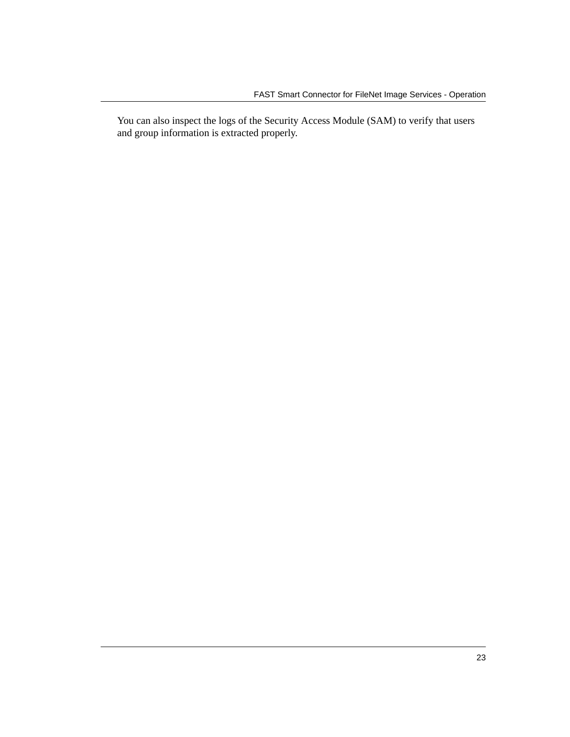You can also inspect the logs of the Security Access Module (SAM) to verify that users and group information is extracted properly.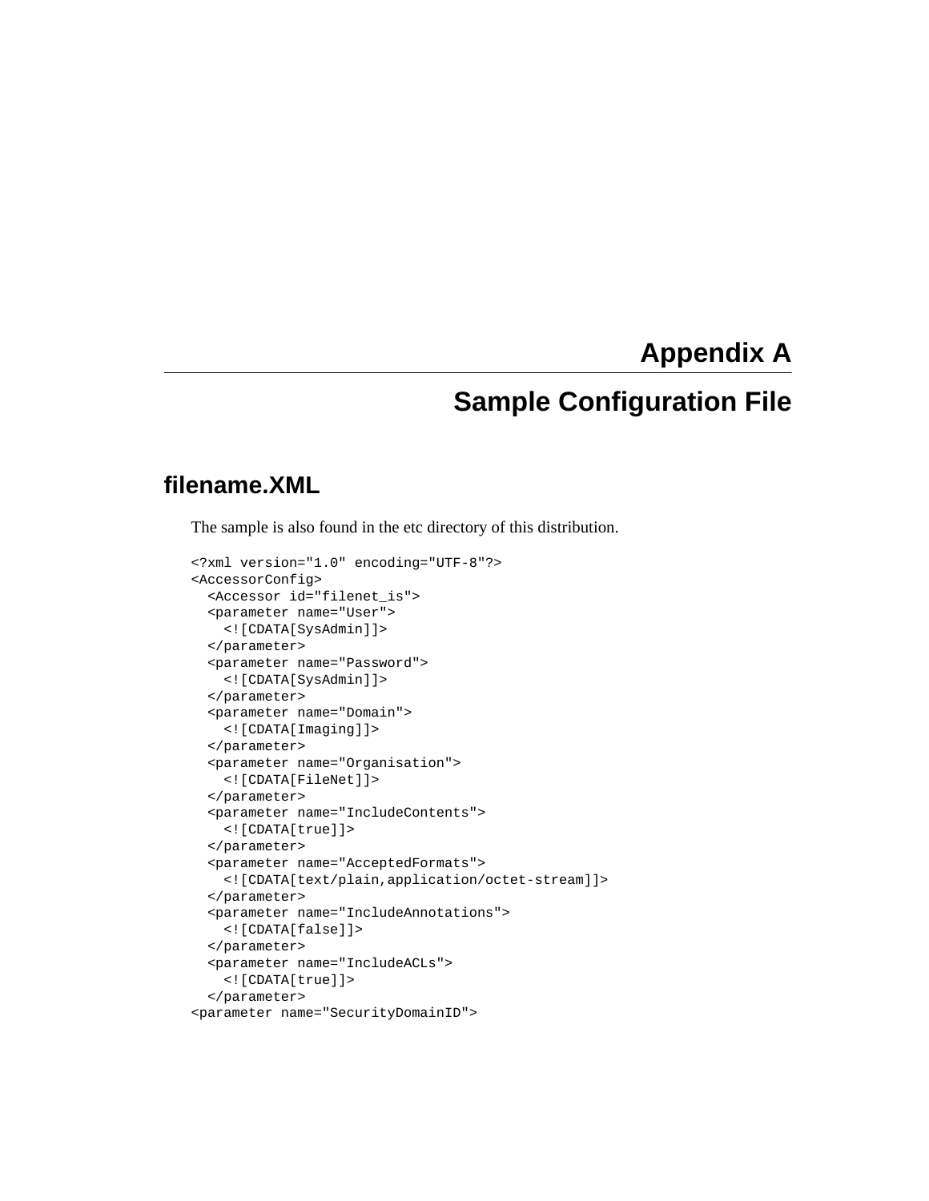# Appendix A

# Sample Configuration File

## filename.XML

The sample is also found in the etc directory of this distribution.

```
<?xml version="1.0" encoding="UTF-8"?>
<AccessorConfig>
  <Accessor id="filenet_is">
  <parameter name="User">
    <![CDATA[SysAdmin]]>
  </parameter>
  <parameter name="Password">
    <![CDATA[SysAdmin]]>
  </parameter>
  <parameter name="Domain">
    <![CDATA[Imaging]]>
  </parameter>
  <parameter name="Organisation">
    <![CDATA[FileNet]]>
  </parameter>
  <parameter name="IncludeContents">
    <![CDATA[true]]>
  </parameter>
  <parameter name="AcceptedFormats">
    <![CDATA[text/plain,application/octet-stream]]>
  </parameter>
  <parameter name="IncludeAnnotations">
    <![CDATA[false]]>
  </parameter>
  <parameter name="IncludeACLs">
    <![CDATA[true]]>
  </parameter>
<parameter name="SecurityDomainID">
```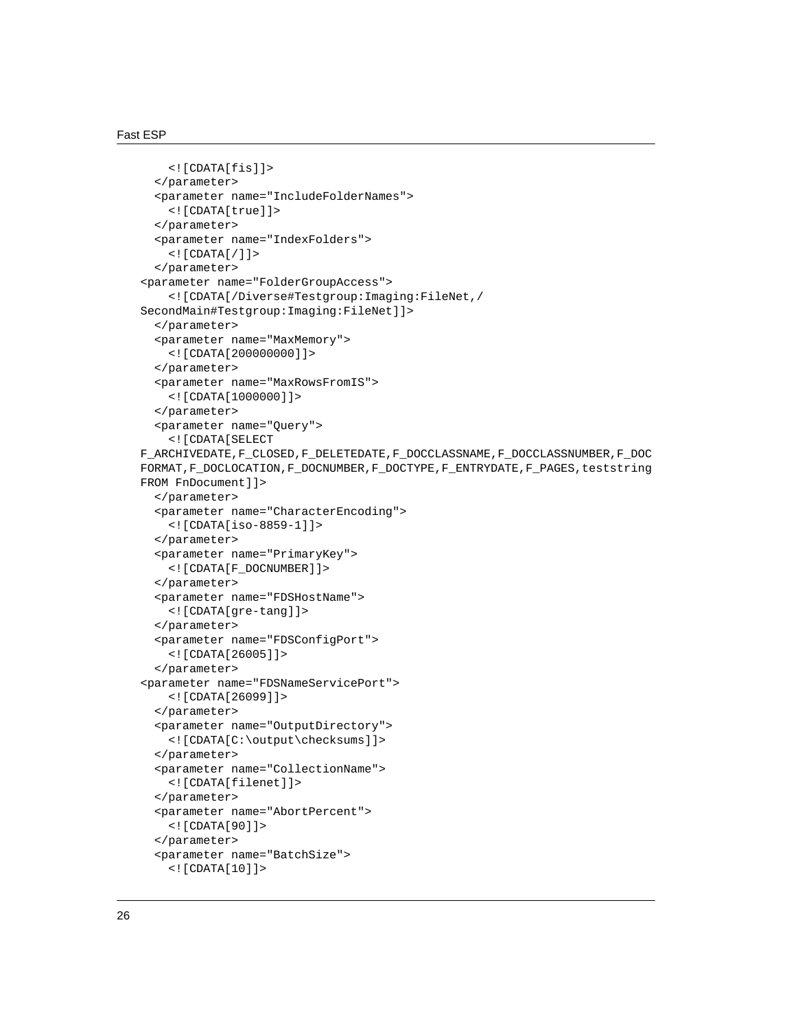```
      <![CDATA[fis]]>
    </parameter>
    <parameter name="IncludeFolderNames">
      <![CDATA[true]]>
    </parameter>
    <parameter name="IndexFolders">
      <![CDATA[/]]>
    </parameter>
  <parameter name="FolderGroupAccess">
      <![CDATA[/Diverse#Testgroup:Imaging:FileNet,/
  SecondMain#Testgroup:Imaging:FileNet]]>
    </parameter>
    <parameter name="MaxMemory">
      <![CDATA[200000000]]>
    </parameter>
    <parameter name="MaxRowsFromIS">
      <![CDATA[1000000]]>
    </parameter>
    <parameter name="Query">
      <![CDATA[SELECT
  F_ARCHIVEDATE,F_CLOSED,F_DELETEDATE,F_DOCCLASSNAME,F_DOCCLASSNUMBER,F_DOC
  FORMAT,F_DOCLOCATION,F_DOCNUMBER,F_DOCTYPE,F_ENTRYDATE,F_PAGES,teststring
  FROM FnDocument]]>
    </parameter>
    <parameter name="CharacterEncoding">
      <![CDATA[iso-8859-1]]>
    </parameter>
    <parameter name="PrimaryKey">
      <![CDATA[F_DOCNUMBER]]>
    </parameter>
    <parameter name="FDSHostName">
      <![CDATA[gre-tang]]>
    </parameter>
    <parameter name="FDSConfigPort">
      <![CDATA[26005]]>
    </parameter>
  <parameter name="FDSNameServicePort">
      <![CDATA[26099]]>
    </parameter>
    <parameter name="OutputDirectory">
      <![CDATA[C:\output\checksums]]>
    </parameter>
    <parameter name="CollectionName">
      <![CDATA[filenet]]>
    </parameter>
    <parameter name="AbortPercent">
      <![CDATA[90]]>
    </parameter>
    <parameter name="BatchSize">
      <![CDATA[10]]>
```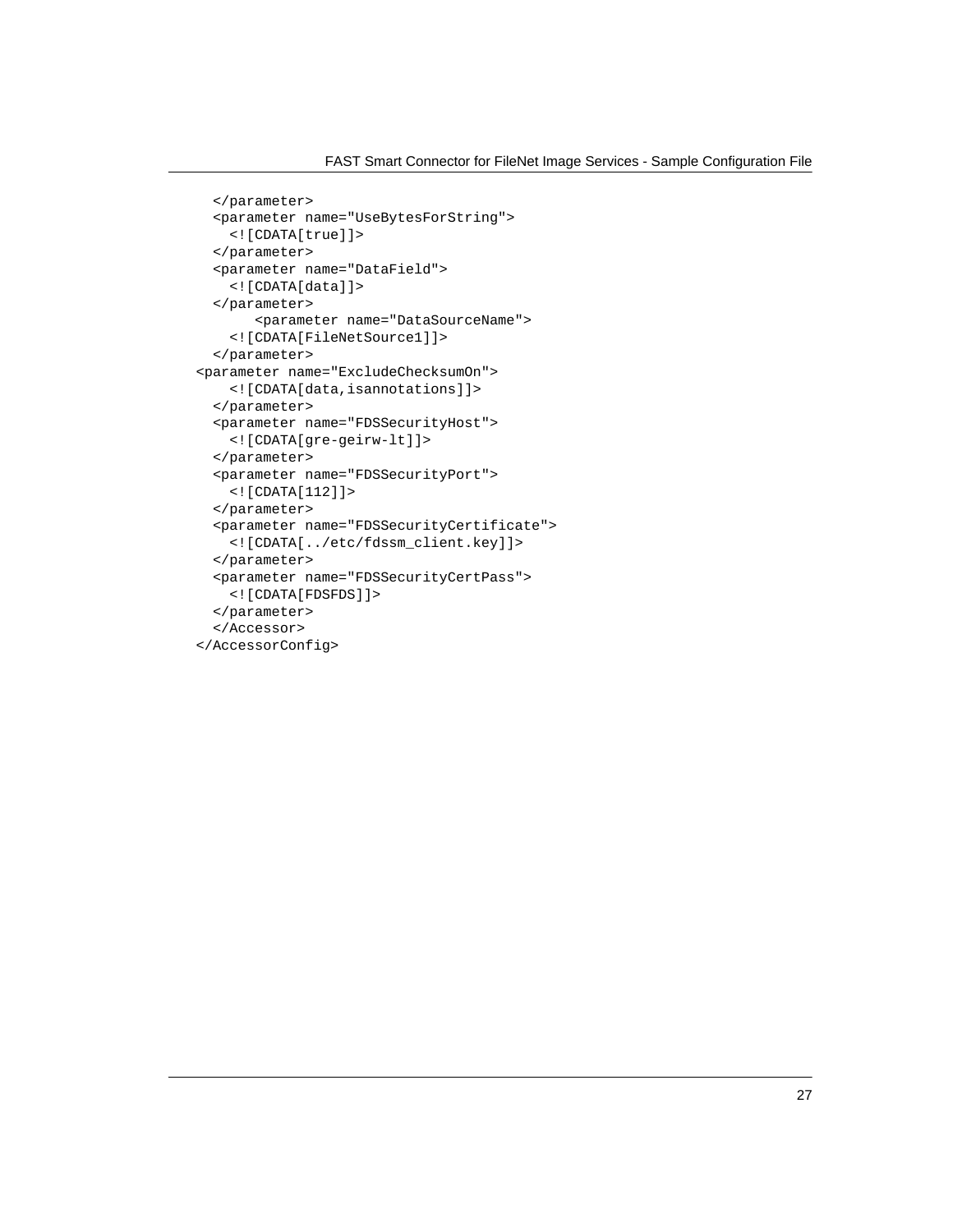```
    </parameter>
    <parameter name="UseBytesForString">
      <![CDATA[true]]>
    </parameter>
    <parameter name="DataField">
      <![CDATA[data]]>
    </parameter>
         <parameter name="DataSourceName">
      <![CDATA[FileNetSource1]]>
    </parameter>
  <parameter name="ExcludeChecksumOn">
      <![CDATA[data,isannotations]]>
    </parameter>
    <parameter name="FDSSecurityHost">
      <![CDATA[gre-geirw-lt]]>
    </parameter>
    <parameter name="FDSSecurityPort">
      <![CDATA[112]]>
    </parameter>
    <parameter name="FDSSecurityCertificate">
      <![CDATA[../etc/fdssm_client.key]]>
    </parameter>
    <parameter name="FDSSecurityCertPass">
      <![CDATA[FDSFDS]]>
    </parameter>
    </Accessor>
  </AccessorConfig>
```